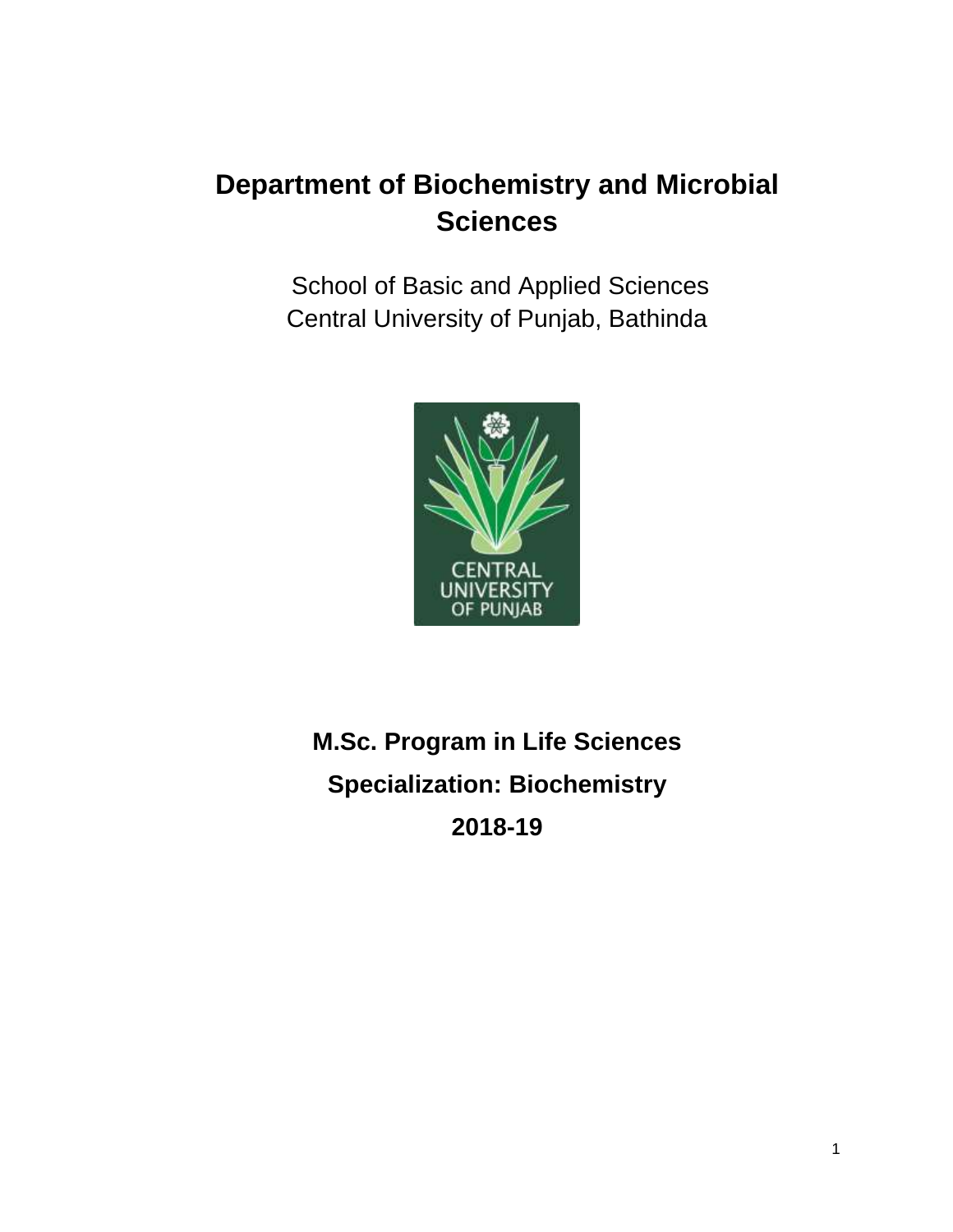# Department of Biochemistry and Microbial Sciences

School of Basic and Applied Sciences
Central University of Punjab, Bathinda

**M.Sc. Program in Life Sciences**

**Specialization: Biochemistry**

**2018-19**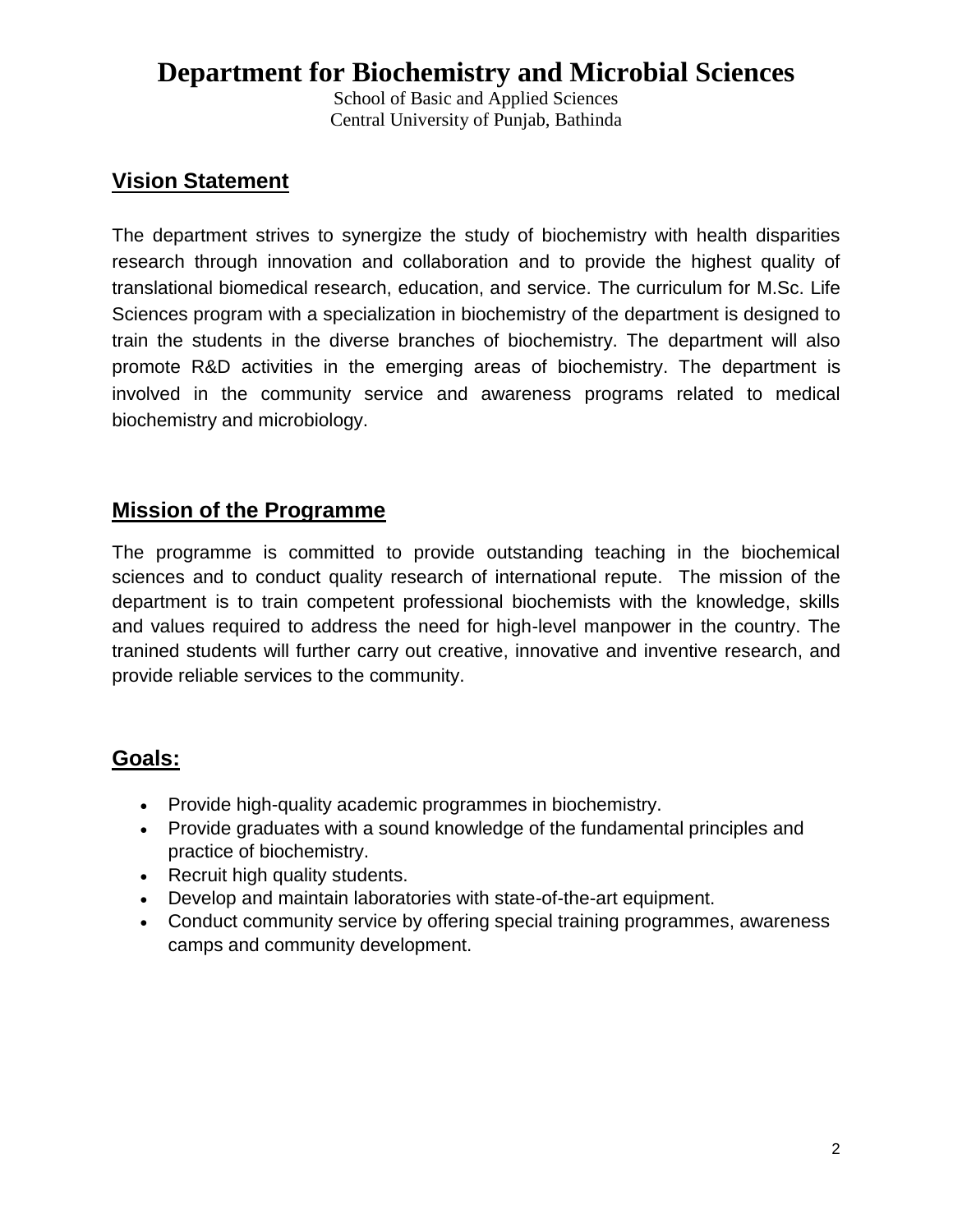# Department for Biochemistry and Microbial Sciences

School of Basic and Applied Sciences
Central University of Punjab, Bathinda

## Vision Statement

The department strives to synergize the study of biochemistry with health disparities research through innovation and collaboration and to provide the highest quality of translational biomedical research, education, and service. The curriculum for M.Sc. Life Sciences program with a specialization in biochemistry of the department is designed to train the students in the diverse branches of biochemistry. The department will also promote R&D activities in the emerging areas of biochemistry. The department is involved in the community service and awareness programs related to medical biochemistry and microbiology.

## Mission of the Programme

The programme is committed to provide outstanding teaching in the biochemical sciences and to conduct quality research of international repute. The mission of the department is to train competent professional biochemists with the knowledge, skills and values required to address the need for high-level manpower in the country. The tranined students will further carry out creative, innovative and inventive research, and provide reliable services to the community.

## Goals:

- Provide high-quality academic programmes in biochemistry.
- Provide graduates with a sound knowledge of the fundamental principles and practice of biochemistry.
- Recruit high quality students.
- Develop and maintain laboratories with state-of-the-art equipment.
- Conduct community service by offering special training programmes, awareness camps and community development.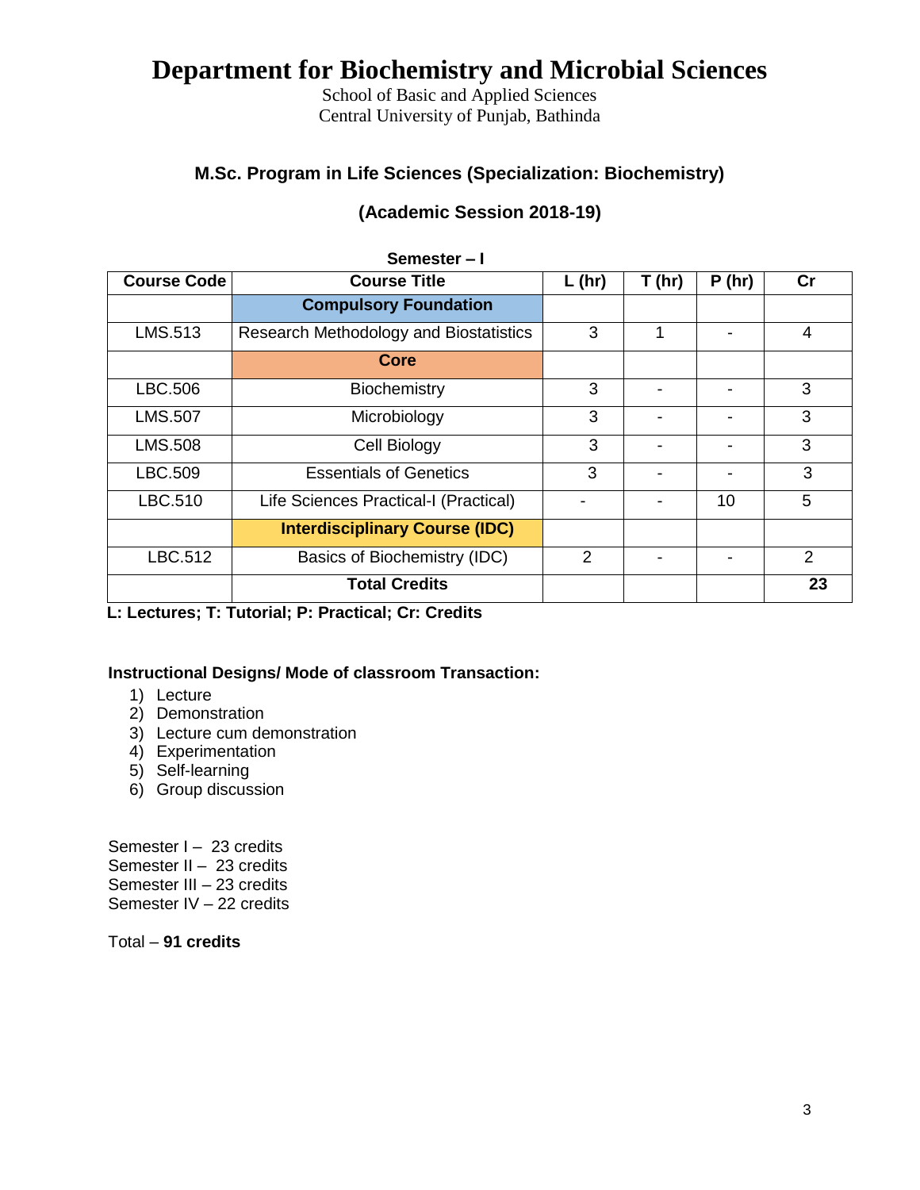# Department for Biochemistry and Microbial Sciences

School of Basic and Applied Sciences
Central University of Punjab, Bathinda

## M.Sc. Program in Life Sciences (Specialization: Biochemistry)

## (Academic Session 2018-19)

**Semester – I**

| Course Code | Course Title | L (hr) | T (hr) | P (hr) | Cr |
|---|---|---|---|---|---|
| | **Compulsory Foundation** | | | | |
| LMS.513 | Research Methodology and Biostatistics | 3 | 1 | - | 4 |
| | **Core** | | | | |
| LBC.506 | Biochemistry | 3 | - | - | 3 |
| LMS.507 | Microbiology | 3 | - | - | 3 |
| LMS.508 | Cell Biology | 3 | - | - | 3 |
| LBC.509 | Essentials of Genetics | 3 | - | - | 3 |
| LBC.510 | Life Sciences Practical-I (Practical) | - | - | 10 | 5 |
| | **Interdisciplinary Course (IDC)** | | | | |
| LBC.512 | Basics of Biochemistry (IDC) | 2 | - | - | 2 |
| | **Total Credits** | | | | **23** |

**L: Lectures; T: Tutorial; P: Practical; Cr: Credits**

**Instructional Designs/ Mode of classroom Transaction:**

1) Lecture
2) Demonstration
3) Lecture cum demonstration
4) Experimentation
5) Self-learning
6) Group discussion

Semester I – 23 credits
Semester II – 23 credits
Semester III – 23 credits
Semester IV – 22 credits

Total – **91 credits**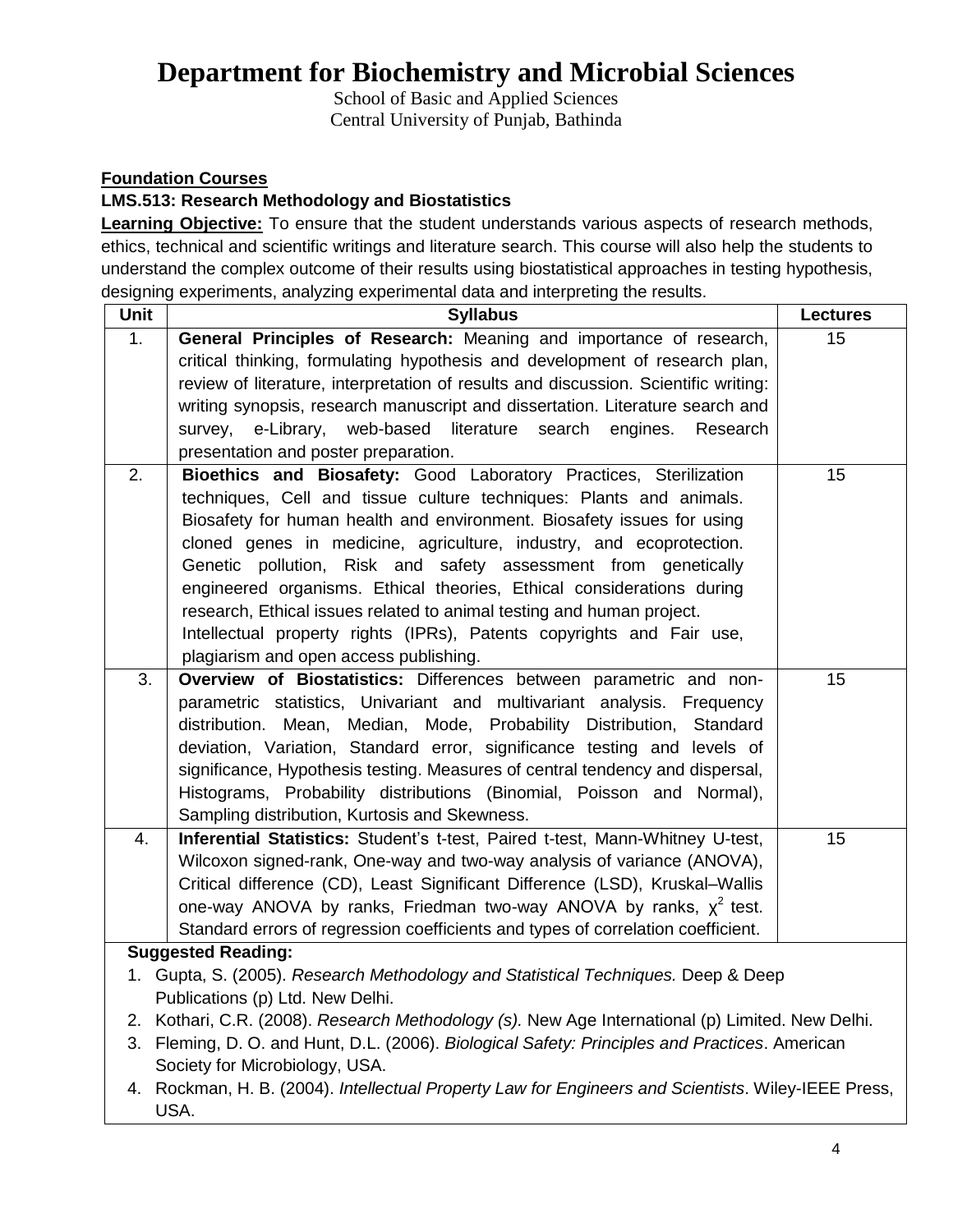# Department for Biochemistry and Microbial Sciences

School of Basic and Applied Sciences
Central University of Punjab, Bathinda

**Foundation Courses**

**LMS.513: Research Methodology and Biostatistics**

**Learning Objective:** To ensure that the student understands various aspects of research methods, ethics, technical and scientific writings and literature search. This course will also help the students to understand the complex outcome of their results using biostatistical approaches in testing hypothesis, designing experiments, analyzing experimental data and interpreting the results.

| Unit | Syllabus | Lectures |
|---|---|---|
| 1. | **General Principles of Research:** Meaning and importance of research, critical thinking, formulating hypothesis and development of research plan, review of literature, interpretation of results and discussion. Scientific writing: writing synopsis, research manuscript and dissertation. Literature search and survey, e-Library, web-based literature search engines. Research presentation and poster preparation. | 15 |
| 2. | **Bioethics and Biosafety:** Good Laboratory Practices, Sterilization techniques, Cell and tissue culture techniques: Plants and animals. Biosafety for human health and environment. Biosafety issues for using cloned genes in medicine, agriculture, industry, and ecoprotection. Genetic pollution, Risk and safety assessment from genetically engineered organisms. Ethical theories, Ethical considerations during research, Ethical issues related to animal testing and human project. Intellectual property rights (IPRs), Patents copyrights and Fair use, plagiarism and open access publishing. | 15 |
| 3. | **Overview of Biostatistics:** Differences between parametric and non-parametric statistics, Univariant and multivariant analysis. Frequency distribution. Mean, Median, Mode, Probability Distribution, Standard deviation, Variation, Standard error, significance testing and levels of significance, Hypothesis testing. Measures of central tendency and dispersal, Histograms, Probability distributions (Binomial, Poisson and Normal), Sampling distribution, Kurtosis and Skewness. | 15 |
| 4. | **Inferential Statistics:** Student's t-test, Paired t-test, Mann-Whitney U-test, Wilcoxon signed-rank, One-way and two-way analysis of variance (ANOVA), Critical difference (CD), Least Significant Difference (LSD), Kruskal–Wallis one-way ANOVA by ranks, Friedman two-way ANOVA by ranks, $\chi^2$ test. Standard errors of regression coefficients and types of correlation coefficient. | 15 |

**Suggested Reading:**

1. Gupta, S. (2005). *Research Methodology and Statistical Techniques.* Deep & Deep Publications (p) Ltd. New Delhi.
2. Kothari, C.R. (2008). *Research Methodology (s).* New Age International (p) Limited. New Delhi.
3. Fleming, D. O. and Hunt, D.L. (2006). *Biological Safety: Principles and Practices*. American Society for Microbiology, USA.
4. Rockman, H. B. (2004). *Intellectual Property Law for Engineers and Scientists*. Wiley-IEEE Press, USA.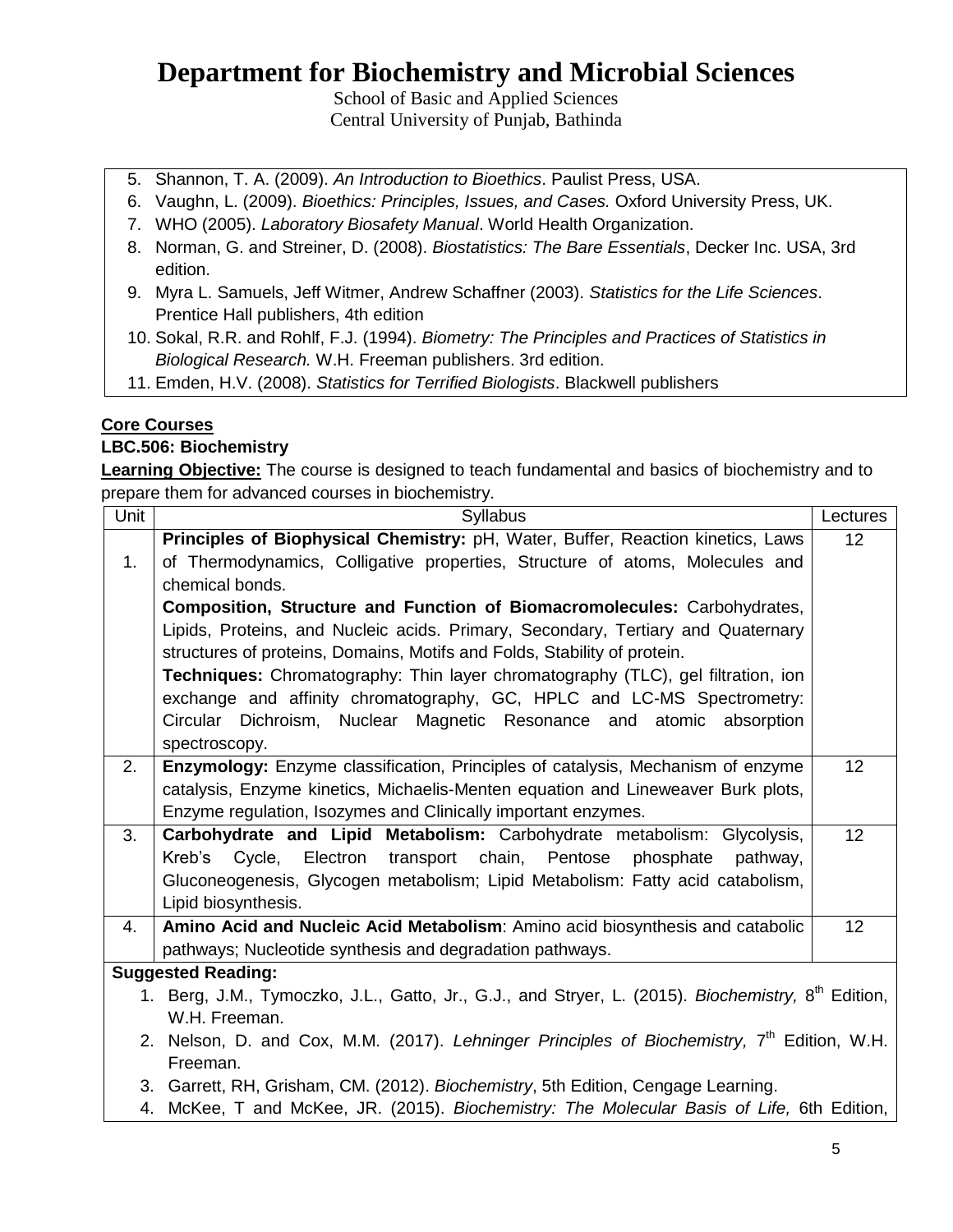5. Shannon, T. A. (2009). *An Introduction to Bioethics*. Paulist Press, USA.
6. Vaughn, L. (2009). *Bioethics: Principles, Issues, and Cases.* Oxford University Press, UK.
7. WHO (2005). *Laboratory Biosafety Manual*. World Health Organization.
8. Norman, G. and Streiner, D. (2008). *Biostatistics: The Bare Essentials*, Decker Inc. USA, 3rd edition.
9. Myra L. Samuels, Jeff Witmer, Andrew Schaffner (2003). *Statistics for the Life Sciences*. Prentice Hall publishers, 4th edition
10. Sokal, R.R. and Rohlf, F.J. (1994). *Biometry: The Principles and Practices of Statistics in Biological Research.* W.H. Freeman publishers. 3rd edition.
11. Emden, H.V. (2008). *Statistics for Terrified Biologists*. Blackwell publishers

## Core Courses

### LBC.506: Biochemistry

**Learning Objective:** The course is designed to teach fundamental and basics of biochemistry and to prepare them for advanced courses in biochemistry.

| Unit | Syllabus | Lectures |
|---|---|---|
| 1. | **Principles of Biophysical Chemistry:** pH, Water, Buffer, Reaction kinetics, Laws of Thermodynamics, Colligative properties, Structure of atoms, Molecules and chemical bonds. **Composition, Structure and Function of Biomacromolecules:** Carbohydrates, Lipids, Proteins, and Nucleic acids. Primary, Secondary, Tertiary and Quaternary structures of proteins, Domains, Motifs and Folds, Stability of protein. **Techniques:** Chromatography: Thin layer chromatography (TLC), gel filtration, ion exchange and affinity chromatography, GC, HPLC and LC-MS Spectrometry: Circular Dichroism, Nuclear Magnetic Resonance and atomic absorption spectroscopy. | 12 |
| 2. | **Enzymology:** Enzyme classification, Principles of catalysis, Mechanism of enzyme catalysis, Enzyme kinetics, Michaelis-Menten equation and Lineweaver Burk plots, Enzyme regulation, Isozymes and Clinically important enzymes. | 12 |
| 3. | **Carbohydrate and Lipid Metabolism:** Carbohydrate metabolism: Glycolysis, Kreb's Cycle, Electron transport chain, Pentose phosphate pathway, Gluconeogenesis, Glycogen metabolism; Lipid Metabolism: Fatty acid catabolism, Lipid biosynthesis. | 12 |
| 4. | **Amino Acid and Nucleic Acid Metabolism**: Amino acid biosynthesis and catabolic pathways; Nucleotide synthesis and degradation pathways. | 12 |

**Suggested Reading:**

1. Berg, J.M., Tymoczko, J.L., Gatto, Jr., G.J., and Stryer, L. (2015). *Biochemistry,* 8th Edition, W.H. Freeman.
2. Nelson, D. and Cox, M.M. (2017). *Lehninger Principles of Biochemistry,* 7th Edition, W.H. Freeman.
3. Garrett, RH, Grisham, CM. (2012). *Biochemistry*, 5th Edition, Cengage Learning.
4. McKee, T and McKee, JR. (2015). *Biochemistry: The Molecular Basis of Life,* 6th Edition,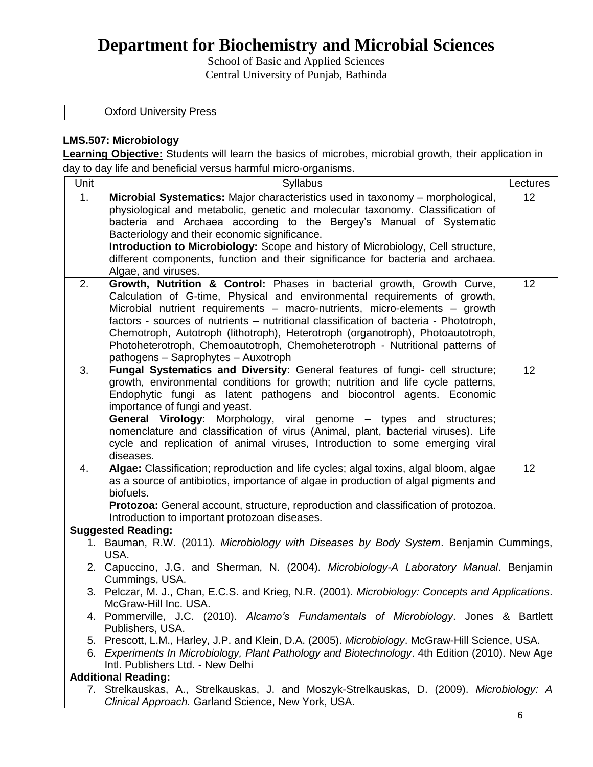# Department for Biochemistry and Microbial Sciences

School of Basic and Applied Sciences
Central University of Punjab, Bathinda

| Oxford University Press |
|---|

**LMS.507: Microbiology**

**Learning Objective:** Students will learn the basics of microbes, microbial growth, their application in day to day life and beneficial versus harmful micro-organisms.

| Unit | Syllabus | Lectures |
|---|---|---|
| 1. | **Microbial Systematics:** Major characteristics used in taxonomy – morphological, physiological and metabolic, genetic and molecular taxonomy. Classification of bacteria and Archaea according to the Bergey's Manual of Systematic Bacteriology and their economic significance. **Introduction to Microbiology:** Scope and history of Microbiology, Cell structure, different components, function and their significance for bacteria and archaea. Algae, and viruses. | 12 |
| 2. | **Growth, Nutrition & Control:** Phases in bacterial growth, Growth Curve, Calculation of G-time, Physical and environmental requirements of growth, Microbial nutrient requirements – macro-nutrients, micro-elements – growth factors - sources of nutrients – nutritional classification of bacteria - Phototroph, Chemotroph, Autotroph (lithotroph), Heterotroph (organotroph), Photoautotroph, Photoheterotroph, Chemoautotroph, Chemoheterotroph - Nutritional patterns of pathogens – Saprophytes – Auxotroph | 12 |
| 3. | **Fungal Systematics and Diversity:** General features of fungi- cell structure; growth, environmental conditions for growth; nutrition and life cycle patterns, Endophytic fungi as latent pathogens and biocontrol agents. Economic importance of fungi and yeast. **General Virology**: Morphology, viral genome – types and structures; nomenclature and classification of virus (Animal, plant, bacterial viruses). Life cycle and replication of animal viruses, Introduction to some emerging viral diseases. | 12 |
| 4. | **Algae:** Classification; reproduction and life cycles; algal toxins, algal bloom, algae as a source of antibiotics, importance of algae in production of algal pigments and biofuels. **Protozoa:** General account, structure, reproduction and classification of protozoa. Introduction to important protozoan diseases. | 12 |

**Suggested Reading:**

1. Bauman, R.W. (2011). *Microbiology with Diseases by Body System*. Benjamin Cummings, USA.
2. Capuccino, J.G. and Sherman, N. (2004). *Microbiology-A Laboratory Manual*. Benjamin Cummings, USA.
3. Pelczar, M. J., Chan, E.C.S. and Krieg, N.R. (2001). *Microbiology: Concepts and Applications*. McGraw-Hill Inc. USA.
4. Pommerville, J.C. (2010). *Alcamo's Fundamentals of Microbiology*. Jones & Bartlett Publishers, USA.
5. Prescott, L.M., Harley, J.P. and Klein, D.A. (2005). *Microbiology*. McGraw-Hill Science, USA.
6. *Experiments In Microbiology, Plant Pathology and Biotechnology*. 4th Edition (2010). New Age Intl. Publishers Ltd. - New Delhi

**Additional Reading:**

7. Strelkauskas, A., Strelkauskas, J. and Moszyk-Strelkauskas, D. (2009). *Microbiology: A Clinical Approach.* Garland Science, New York, USA.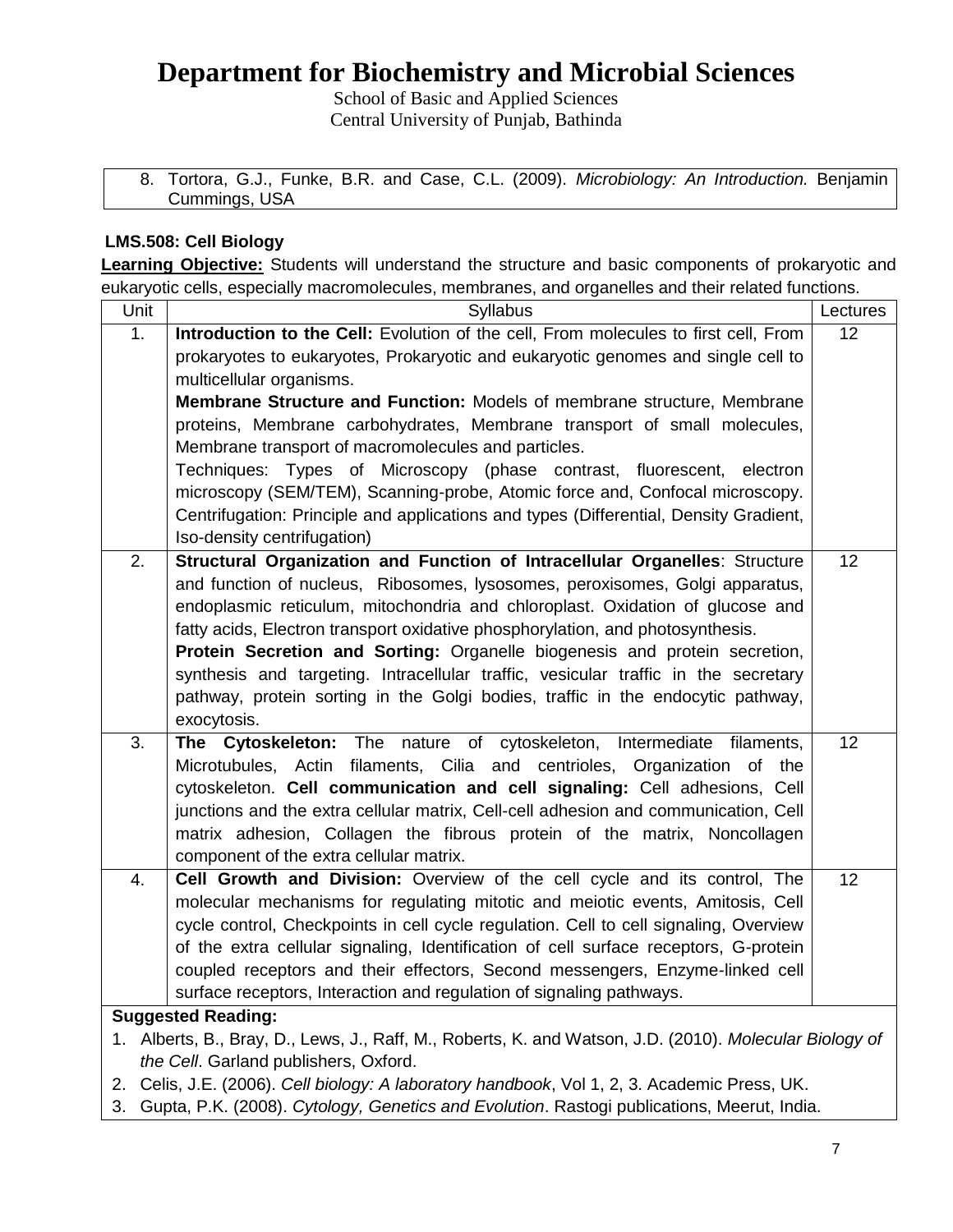8. Tortora, G.J., Funke, B.R. and Case, C.L. (2009). *Microbiology: An Introduction.* Benjamin Cummings, USA

### LMS.508: Cell Biology

**Learning Objective:** Students will understand the structure and basic components of prokaryotic and eukaryotic cells, especially macromolecules, membranes, and organelles and their related functions.

| Unit | Syllabus | Lectures |
|---|---|---|
| 1. | **Introduction to the Cell:** Evolution of the cell, From molecules to first cell, From prokaryotes to eukaryotes, Prokaryotic and eukaryotic genomes and single cell to multicellular organisms. **Membrane Structure and Function:** Models of membrane structure, Membrane proteins, Membrane carbohydrates, Membrane transport of small molecules, Membrane transport of macromolecules and particles. Techniques: Types of Microscopy (phase contrast, fluorescent, electron microscopy (SEM/TEM), Scanning-probe, Atomic force and, Confocal microscopy. Centrifugation: Principle and applications and types (Differential, Density Gradient, Iso-density centrifugation) | 12 |
| 2. | **Structural Organization and Function of Intracellular Organelles**: Structure and function of nucleus, Ribosomes, lysosomes, peroxisomes, Golgi apparatus, endoplasmic reticulum, mitochondria and chloroplast. Oxidation of glucose and fatty acids, Electron transport oxidative phosphorylation, and photosynthesis. **Protein Secretion and Sorting:** Organelle biogenesis and protein secretion, synthesis and targeting. Intracellular traffic, vesicular traffic in the secretary pathway, protein sorting in the Golgi bodies, traffic in the endocytic pathway, exocytosis. | 12 |
| 3. | **The Cytoskeleton:** The nature of cytoskeleton, Intermediate filaments, Microtubules, Actin filaments, Cilia and centrioles, Organization of the cytoskeleton. **Cell communication and cell signaling:** Cell adhesions, Cell junctions and the extra cellular matrix, Cell-cell adhesion and communication, Cell matrix adhesion, Collagen the fibrous protein of the matrix, Noncollagen component of the extra cellular matrix. | 12 |
| 4. | **Cell Growth and Division:** Overview of the cell cycle and its control, The molecular mechanisms for regulating mitotic and meiotic events, Amitosis, Cell cycle control, Checkpoints in cell cycle regulation. Cell to cell signaling, Overview of the extra cellular signaling, Identification of cell surface receptors, G-protein coupled receptors and their effectors, Second messengers, Enzyme-linked cell surface receptors, Interaction and regulation of signaling pathways. | 12 |

**Suggested Reading:**

1. Alberts, B., Bray, D., Lews, J., Raff, M., Roberts, K. and Watson, J.D. (2010). *Molecular Biology of the Cell*. Garland publishers, Oxford.
2. Celis, J.E. (2006). *Cell biology: A laboratory handbook*, Vol 1, 2, 3. Academic Press, UK.
3. Gupta, P.K. (2008). *Cytology, Genetics and Evolution*. Rastogi publications, Meerut, India.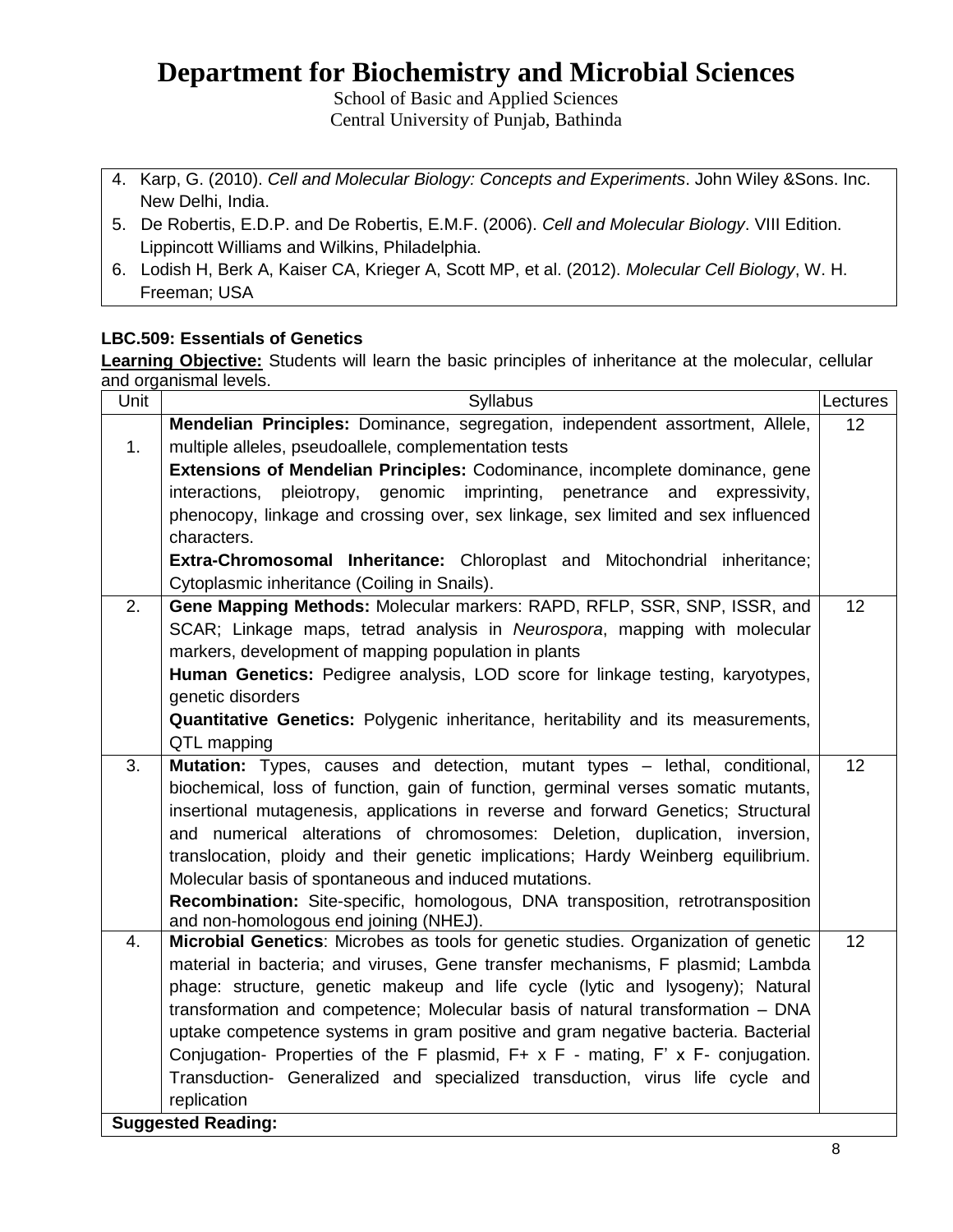# Department for Biochemistry and Microbial Sciences

School of Basic and Applied Sciences
Central University of Punjab, Bathinda

4. Karp, G. (2010). *Cell and Molecular Biology: Concepts and Experiments*. John Wiley &Sons. Inc. New Delhi, India.
5. De Robertis, E.D.P. and De Robertis, E.M.F. (2006). *Cell and Molecular Biology*. VIII Edition. Lippincott Williams and Wilkins, Philadelphia.
6. Lodish H, Berk A, Kaiser CA, Krieger A, Scott MP, et al. (2012). *Molecular Cell Biology*, W. H. Freeman; USA

**LBC.509: Essentials of Genetics**

**Learning Objective:** Students will learn the basic principles of inheritance at the molecular, cellular and organismal levels.

| Unit | Syllabus | Lectures |
|---|---|---|
| 1. | **Mendelian Principles:** Dominance, segregation, independent assortment, Allele, multiple alleles, pseudoallele, complementation tests<br>**Extensions of Mendelian Principles:** Codominance, incomplete dominance, gene interactions, pleiotropy, genomic imprinting, penetrance and expressivity, phenocopy, linkage and crossing over, sex linkage, sex limited and sex influenced characters.<br>**Extra-Chromosomal Inheritance:** Chloroplast and Mitochondrial inheritance; Cytoplasmic inheritance (Coiling in Snails). | 12 |
| 2. | **Gene Mapping Methods:** Molecular markers: RAPD, RFLP, SSR, SNP, ISSR, and SCAR; Linkage maps, tetrad analysis in *Neurospora*, mapping with molecular markers, development of mapping population in plants<br>**Human Genetics:** Pedigree analysis, LOD score for linkage testing, karyotypes, genetic disorders<br>**Quantitative Genetics:** Polygenic inheritance, heritability and its measurements, QTL mapping | 12 |
| 3. | **Mutation:** Types, causes and detection, mutant types – lethal, conditional, biochemical, loss of function, gain of function, germinal verses somatic mutants, insertional mutagenesis, applications in reverse and forward Genetics; Structural and numerical alterations of chromosomes: Deletion, duplication, inversion, translocation, ploidy and their genetic implications; Hardy Weinberg equilibrium. Molecular basis of spontaneous and induced mutations.<br>**Recombination:** Site-specific, homologous, DNA transposition, retrotransposition and non-homologous end joining (NHEJ). | 12 |
| 4. | **Microbial Genetics**: Microbes as tools for genetic studies. Organization of genetic material in bacteria; and viruses, Gene transfer mechanisms, F plasmid; Lambda phage: structure, genetic makeup and life cycle (lytic and lysogeny); Natural transformation and competence; Molecular basis of natural transformation – DNA uptake competence systems in gram positive and gram negative bacteria. Bacterial Conjugation- Properties of the F plasmid, F+ x F - mating, F' x F- conjugation. Transduction- Generalized and specialized transduction, virus life cycle and replication | 12 |
| **Suggested Reading:** | | |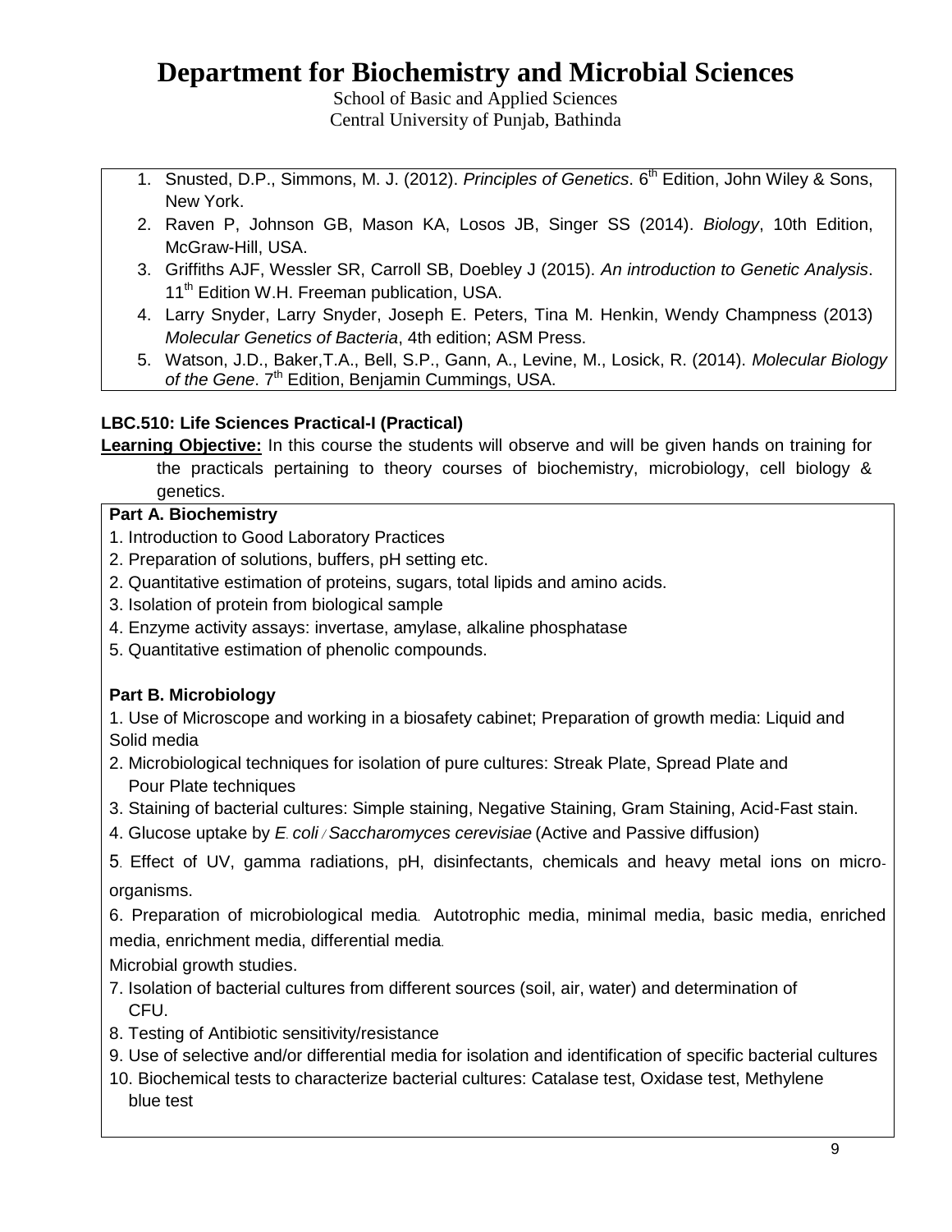# Department for Biochemistry and Microbial Sciences

School of Basic and Applied Sciences
Central University of Punjab, Bathinda

1. Snusted, D.P., Simmons, M. J. (2012). *Principles of Genetics*. 6th Edition, John Wiley & Sons, New York.
2. Raven P, Johnson GB, Mason KA, Losos JB, Singer SS (2014). *Biology*, 10th Edition, McGraw-Hill, USA.
3. Griffiths AJF, Wessler SR, Carroll SB, Doebley J (2015). *An introduction to Genetic Analysis*. 11th Edition W.H. Freeman publication, USA.
4. Larry Snyder, Larry Snyder, Joseph E. Peters, Tina M. Henkin, Wendy Champness (2013) *Molecular Genetics of Bacteria*, 4th edition; ASM Press.
5. Watson, J.D., Baker,T.A., Bell, S.P., Gann, A., Levine, M., Losick, R. (2014). *Molecular Biology of the Gene*. 7th Edition, Benjamin Cummings, USA.

**LBC.510: Life Sciences Practical-I (Practical)**

**Learning Objective:** In this course the students will observe and will be given hands on training for the practicals pertaining to theory courses of biochemistry, microbiology, cell biology & genetics.

**Part A. Biochemistry**

1. Introduction to Good Laboratory Practices
2. Preparation of solutions, buffers, pH setting etc.
2. Quantitative estimation of proteins, sugars, total lipids and amino acids.
3. Isolation of protein from biological sample
4. Enzyme activity assays: invertase, amylase, alkaline phosphatase
5. Quantitative estimation of phenolic compounds.

**Part B. Microbiology**

1. Use of Microscope and working in a biosafety cabinet; Preparation of growth media: Liquid and Solid media
2. Microbiological techniques for isolation of pure cultures: Streak Plate, Spread Plate and Pour Plate techniques
3. Staining of bacterial cultures: Simple staining, Negative Staining, Gram Staining, Acid-Fast stain.
4. Glucose uptake by *E. coli / Saccharomyces cerevisiae* (Active and Passive diffusion)
5. Effect of UV, gamma radiations, pH, disinfectants, chemicals and heavy metal ions on micro-organisms.
6. Preparation of microbiological media. Autotrophic media, minimal media, basic media, enriched media, enrichment media, differential media.

Microbial growth studies.

7. Isolation of bacterial cultures from different sources (soil, air, water) and determination of CFU.
8. Testing of Antibiotic sensitivity/resistance
9. Use of selective and/or differential media for isolation and identification of specific bacterial cultures
10. Biochemical tests to characterize bacterial cultures: Catalase test, Oxidase test, Methylene blue test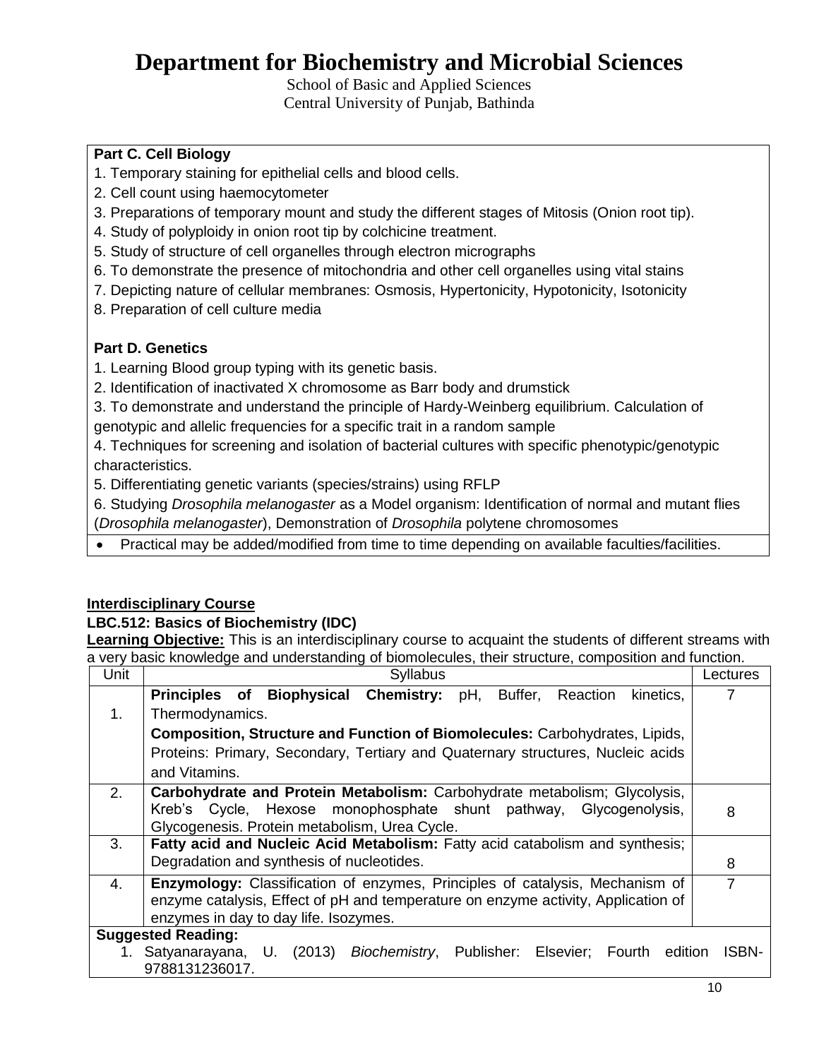# Department for Biochemistry and Microbial Sciences

School of Basic and Applied Sciences
Central University of Punjab, Bathinda

**Part C. Cell Biology**

1. Temporary staining for epithelial cells and blood cells.
2. Cell count using haemocytometer
3. Preparations of temporary mount and study the different stages of Mitosis (Onion root tip).
4. Study of polyploidy in onion root tip by colchicine treatment.
5. Study of structure of cell organelles through electron micrographs
6. To demonstrate the presence of mitochondria and other cell organelles using vital stains
7. Depicting nature of cellular membranes: Osmosis, Hypertonicity, Hypotonicity, Isotonicity
8. Preparation of cell culture media

**Part D. Genetics**

1. Learning Blood group typing with its genetic basis.
2. Identification of inactivated X chromosome as Barr body and drumstick
3. To demonstrate and understand the principle of Hardy-Weinberg equilibrium. Calculation of genotypic and allelic frequencies for a specific trait in a random sample
4. Techniques for screening and isolation of bacterial cultures with specific phenotypic/genotypic characteristics.
5. Differentiating genetic variants (species/strains) using RFLP
6. Studying *Drosophila melanogaster* as a Model organism: Identification of normal and mutant flies (*Drosophila melanogaster*), Demonstration of *Drosophila* polytene chromosomes

- Practical may be added/modified from time to time depending on available faculties/facilities.

**Interdisciplinary Course**

**LBC.512: Basics of Biochemistry (IDC)**

**Learning Objective:** This is an interdisciplinary course to acquaint the students of different streams with a very basic knowledge and understanding of biomolecules, their structure, composition and function.

| Unit | Syllabus | Lectures |
|---|---|---|
| 1. | **Principles of Biophysical Chemistry:** pH, Buffer, Reaction kinetics, Thermodynamics. **Composition, Structure and Function of Biomolecules:** Carbohydrates, Lipids, Proteins: Primary, Secondary, Tertiary and Quaternary structures, Nucleic acids and Vitamins. | 7 |
| 2. | **Carbohydrate and Protein Metabolism:** Carbohydrate metabolism; Glycolysis, Kreb's Cycle, Hexose monophosphate shunt pathway, Glycogenolysis, Glycogenesis. Protein metabolism, Urea Cycle. | 8 |
| 3. | **Fatty acid and Nucleic Acid Metabolism:** Fatty acid catabolism and synthesis; Degradation and synthesis of nucleotides. | 8 |
| 4. | **Enzymology:** Classification of enzymes, Principles of catalysis, Mechanism of enzyme catalysis, Effect of pH and temperature on enzyme activity, Application of enzymes in day to day life. Isozymes. | 7 |

**Suggested Reading:**

1. Satyanarayana, U. (2013) *Biochemistry*, Publisher: Elsevier; Fourth edition ISBN-9788131236017.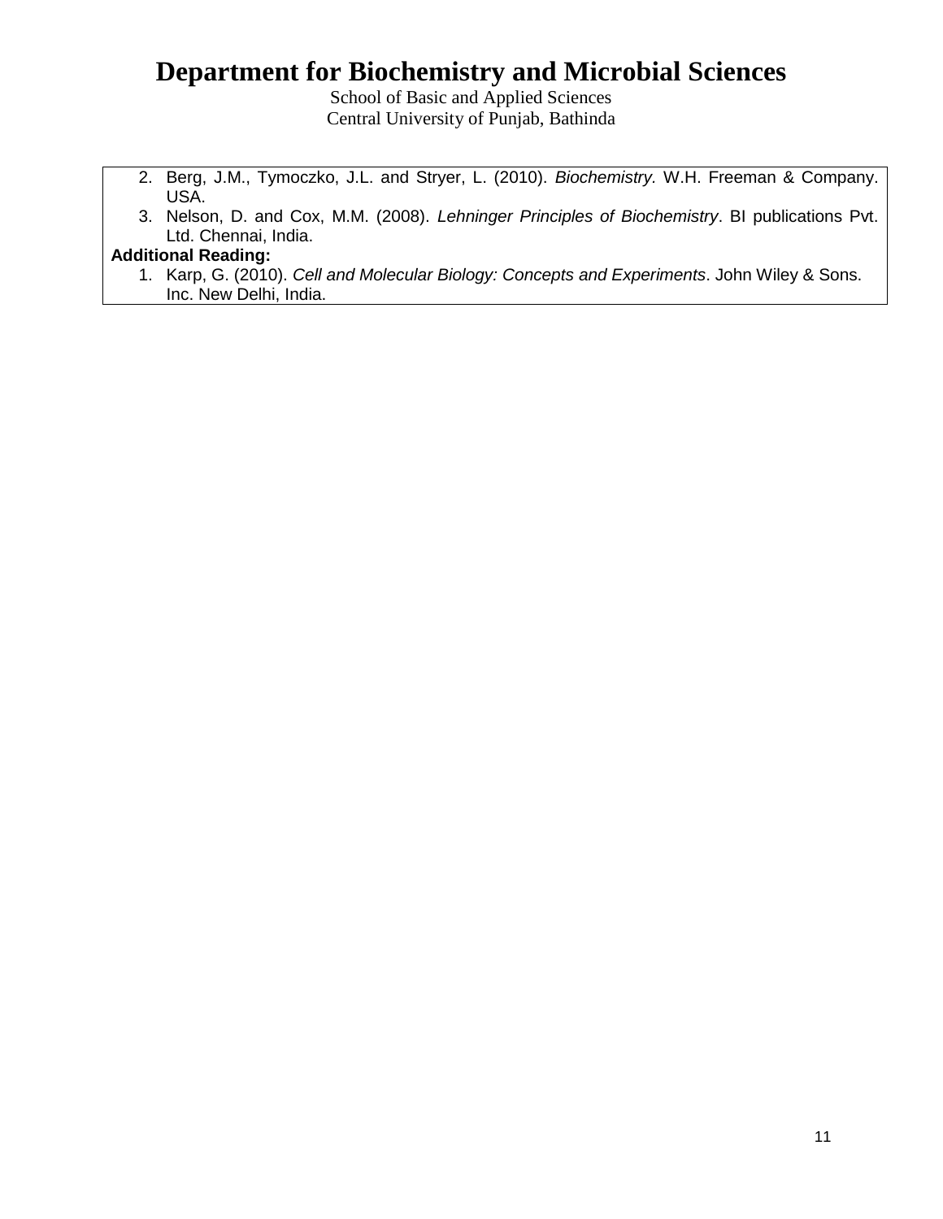2. Berg, J.M., Tymoczko, J.L. and Stryer, L. (2010). *Biochemistry.* W.H. Freeman & Company. USA.
3. Nelson, D. and Cox, M.M. (2008). *Lehninger Principles of Biochemistry*. BI publications Pvt. Ltd. Chennai, India.

**Additional Reading:**

1. Karp, G. (2010). *Cell and Molecular Biology: Concepts and Experiments*. John Wiley & Sons. Inc. New Delhi, India.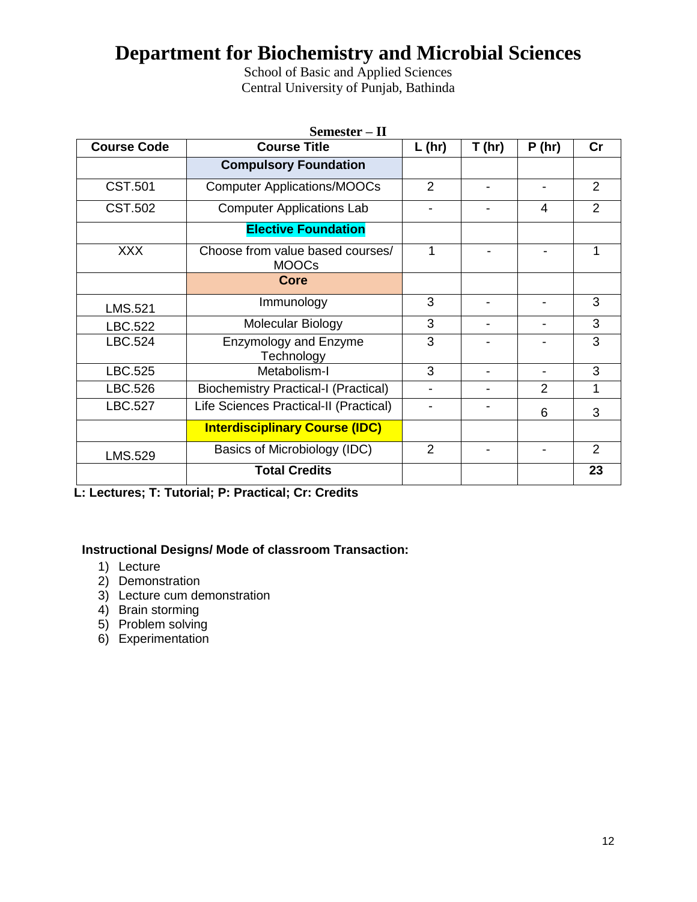# Department for Biochemistry and Microbial Sciences

School of Basic and Applied Sciences
Central University of Punjab, Bathinda

**Semester – II**

| Course Code | Course Title | L (hr) | T (hr) | P (hr) | Cr |
|---|---|---|---|---|---|
| | **Compulsory Foundation** | | | | |
| CST.501 | Computer Applications/MOOCs | 2 | - | - | 2 |
| CST.502 | Computer Applications Lab | - | - | 4 | 2 |
| | **Elective Foundation** | | | | |
| XXX | Choose from value based courses/ MOOCs | 1 | - | - | 1 |
| | **Core** | | | | |
| LMS.521 | Immunology | 3 | - | - | 3 |
| LBC.522 | Molecular Biology | 3 | - | - | 3 |
| LBC.524 | Enzymology and Enzyme Technology | 3 | - | - | 3 |
| LBC.525 | Metabolism-I | 3 | - | - | 3 |
| LBC.526 | Biochemistry Practical-I (Practical) | - | - | 2 | 1 |
| LBC.527 | Life Sciences Practical-II (Practical) | - | - | 6 | 3 |
| | **Interdisciplinary Course (IDC)** | | | | |
| LMS.529 | Basics of Microbiology (IDC) | 2 | - | - | 2 |
| | **Total Credits** | | | | **23** |

**L: Lectures; T: Tutorial; P: Practical; Cr: Credits**

**Instructional Designs/ Mode of classroom Transaction:**

1) Lecture
2) Demonstration
3) Lecture cum demonstration
4) Brain storming
5) Problem solving
6) Experimentation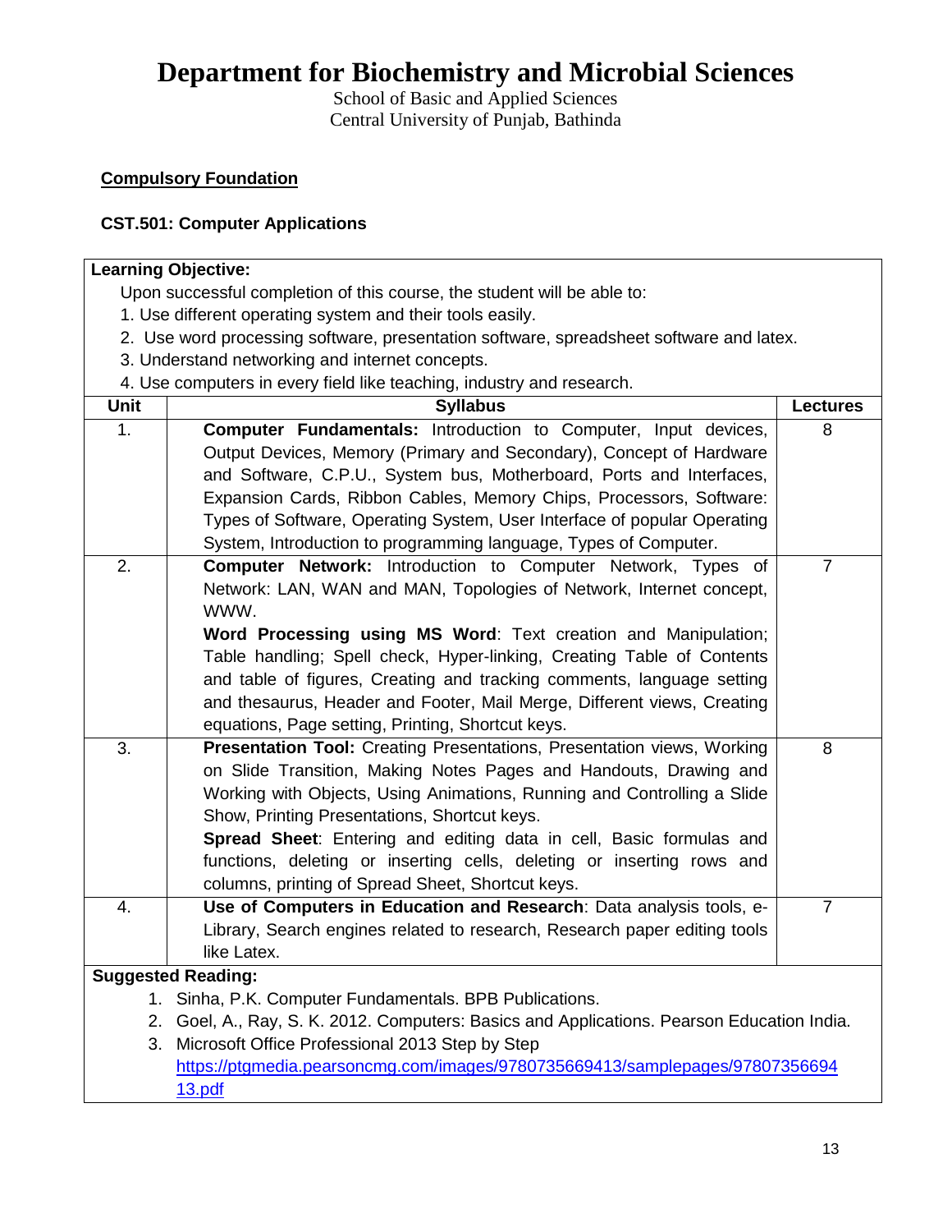# Department for Biochemistry and Microbial Sciences

School of Basic and Applied Sciences
Central University of Punjab, Bathinda

**Compulsory Foundation**

**CST.501: Computer Applications**

**Learning Objective:**

Upon successful completion of this course, the student will be able to:

1. Use different operating system and their tools easily.
2. Use word processing software, presentation software, spreadsheet software and latex.
3. Understand networking and internet concepts.
4. Use computers in every field like teaching, industry and research.

| Unit | Syllabus | Lectures |
|---|---|---|
| 1. | **Computer Fundamentals:** Introduction to Computer, Input devices, Output Devices, Memory (Primary and Secondary), Concept of Hardware and Software, C.P.U., System bus, Motherboard, Ports and Interfaces, Expansion Cards, Ribbon Cables, Memory Chips, Processors, Software: Types of Software, Operating System, User Interface of popular Operating System, Introduction to programming language, Types of Computer. | 8 |
| 2. | **Computer Network:** Introduction to Computer Network, Types of Network: LAN, WAN and MAN, Topologies of Network, Internet concept, WWW. **Word Processing using MS Word**: Text creation and Manipulation; Table handling; Spell check, Hyper-linking, Creating Table of Contents and table of figures, Creating and tracking comments, language setting and thesaurus, Header and Footer, Mail Merge, Different views, Creating equations, Page setting, Printing, Shortcut keys. | 7 |
| 3. | **Presentation Tool:** Creating Presentations, Presentation views, Working on Slide Transition, Making Notes Pages and Handouts, Drawing and Working with Objects, Using Animations, Running and Controlling a Slide Show, Printing Presentations, Shortcut keys. **Spread Sheet**: Entering and editing data in cell, Basic formulas and functions, deleting or inserting cells, deleting or inserting rows and columns, printing of Spread Sheet, Shortcut keys. | 8 |
| 4. | **Use of Computers in Education and Research**: Data analysis tools, e-Library, Search engines related to research, Research paper editing tools like Latex. | 7 |

**Suggested Reading:**

1. Sinha, P.K. Computer Fundamentals. BPB Publications.
2. Goel, A., Ray, S. K. 2012. Computers: Basics and Applications. Pearson Education India.
3. Microsoft Office Professional 2013 Step by Step https://ptgmedia.pearsoncmg.com/images/9780735669413/samplepages/9780735669413.pdf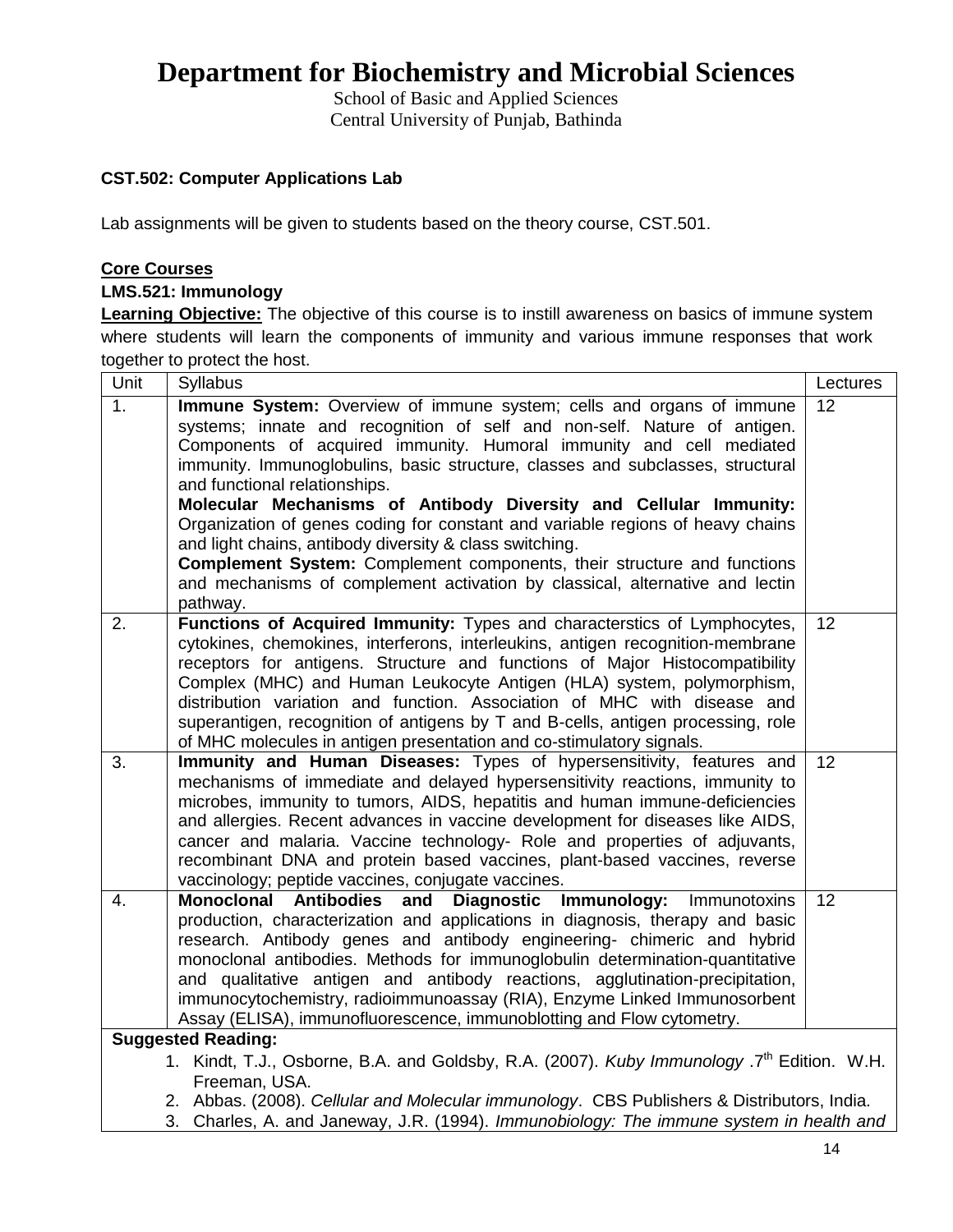# Department for Biochemistry and Microbial Sciences

School of Basic and Applied Sciences
Central University of Punjab, Bathinda

**CST.502: Computer Applications Lab**

Lab assignments will be given to students based on the theory course, CST.501.

**Core Courses**

**LMS.521: Immunology**

**Learning Objective:** The objective of this course is to instill awareness on basics of immune system where students will learn the components of immunity and various immune responses that work together to protect the host.

| Unit | Syllabus | Lectures |
|---|---|---|
| 1. | **Immune System:** Overview of immune system; cells and organs of immune systems; innate and recognition of self and non-self. Nature of antigen. Components of acquired immunity. Humoral immunity and cell mediated immunity. Immunoglobulins, basic structure, classes and subclasses, structural and functional relationships. **Molecular Mechanisms of Antibody Diversity and Cellular Immunity:** Organization of genes coding for constant and variable regions of heavy chains and light chains, antibody diversity & class switching. **Complement System:** Complement components, their structure and functions and mechanisms of complement activation by classical, alternative and lectin pathway. | 12 |
| 2. | **Functions of Acquired Immunity:** Types and characterstics of Lymphocytes, cytokines, chemokines, interferons, interleukins, antigen recognition-membrane receptors for antigens. Structure and functions of Major Histocompatibility Complex (MHC) and Human Leukocyte Antigen (HLA) system, polymorphism, distribution variation and function. Association of MHC with disease and superantigen, recognition of antigens by T and B-cells, antigen processing, role of MHC molecules in antigen presentation and co-stimulatory signals. | 12 |
| 3. | **Immunity and Human Diseases:** Types of hypersensitivity, features and mechanisms of immediate and delayed hypersensitivity reactions, immunity to microbes, immunity to tumors, AIDS, hepatitis and human immune-deficiencies and allergies. Recent advances in vaccine development for diseases like AIDS, cancer and malaria. Vaccine technology- Role and properties of adjuvants, recombinant DNA and protein based vaccines, plant-based vaccines, reverse vaccinology; peptide vaccines, conjugate vaccines. | 12 |
| 4. | **Monoclonal Antibodies and Diagnostic Immunology:** Immunotoxins production, characterization and applications in diagnosis, therapy and basic research. Antibody genes and antibody engineering- chimeric and hybrid monoclonal antibodies. Methods for immunoglobulin determination-quantitative and qualitative antigen and antibody reactions, agglutination-precipitation, immunocytochemistry, radioimmunoassay (RIA), Enzyme Linked Immunosorbent Assay (ELISA), immunofluorescence, immunoblotting and Flow cytometry. | 12 |

**Suggested Reading:**

1. Kindt, T.J., Osborne, B.A. and Goldsby, R.A. (2007). *Kuby Immunology* .7th Edition. W.H. Freeman, USA.
2. Abbas. (2008). *Cellular and Molecular immunology*. CBS Publishers & Distributors, India.
3. Charles, A. and Janeway, J.R. (1994). *Immunobiology: The immune system in health and*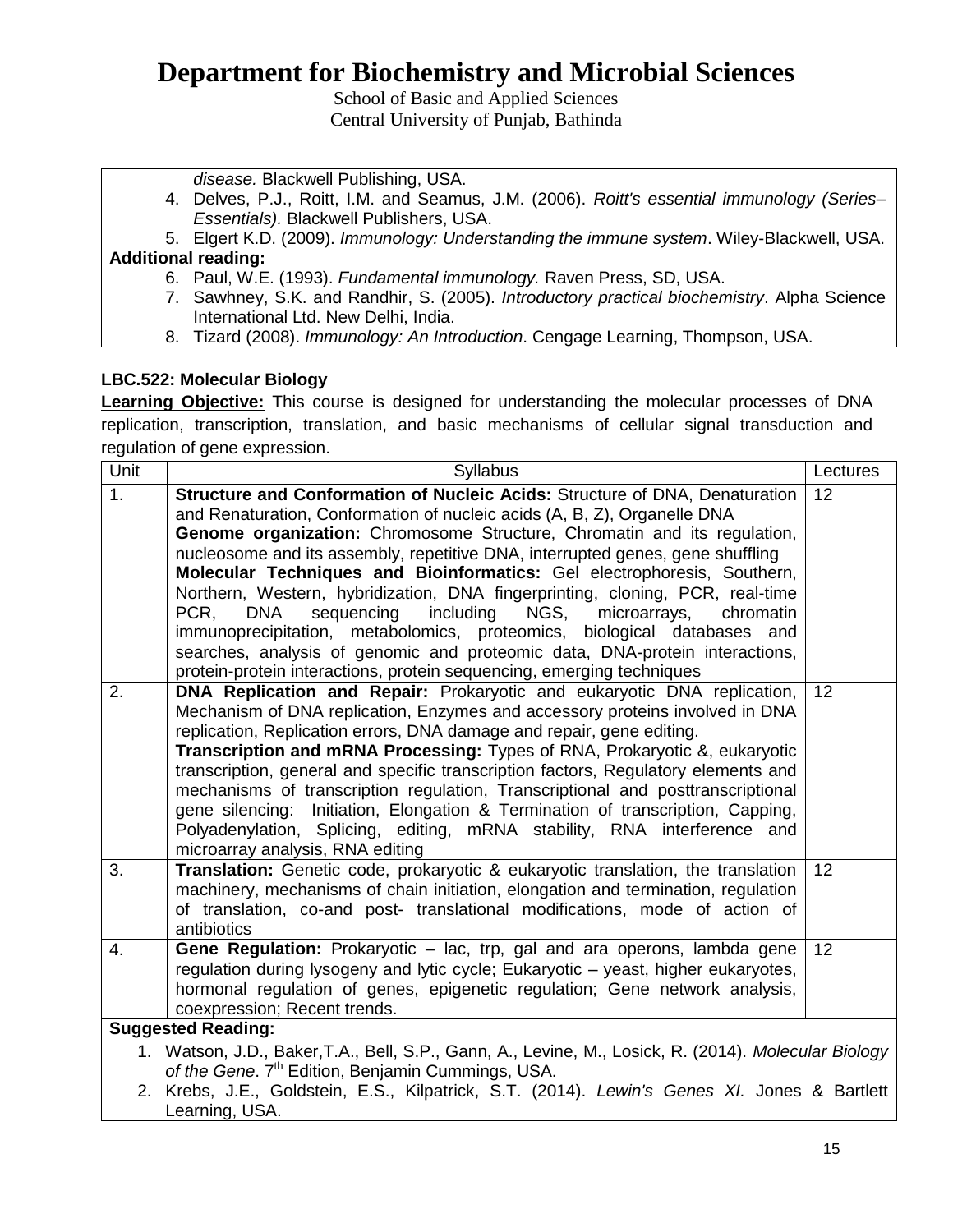*disease.* Blackwell Publishing, USA.

4. Delves, P.J., Roitt, I.M. and Seamus, J.M. (2006). *Roitt's essential immunology (Series– Essentials).* Blackwell Publishers, USA.
5. Elgert K.D. (2009). *Immunology: Understanding the immune system*. Wiley-Blackwell, USA.

**Additional reading:**

6. Paul, W.E. (1993). *Fundamental immunology.* Raven Press, SD, USA.
7. Sawhney, S.K. and Randhir, S. (2005). *Introductory practical biochemistry*. Alpha Science International Ltd. New Delhi, India.
8. Tizard (2008). *Immunology: An Introduction*. Cengage Learning, Thompson, USA.

### LBC.522: Molecular Biology

**Learning Objective:** This course is designed for understanding the molecular processes of DNA replication, transcription, translation, and basic mechanisms of cellular signal transduction and regulation of gene expression.

| Unit | Syllabus | Lectures |
|---|---|---|
| 1. | **Structure and Conformation of Nucleic Acids:** Structure of DNA, Denaturation and Renaturation, Conformation of nucleic acids (A, B, Z), Organelle DNA **Genome organization:** Chromosome Structure, Chromatin and its regulation, nucleosome and its assembly, repetitive DNA, interrupted genes, gene shuffling **Molecular Techniques and Bioinformatics:** Gel electrophoresis, Southern, Northern, Western, hybridization, DNA fingerprinting, cloning, PCR, real-time PCR, DNA sequencing including NGS, microarrays, chromatin immunoprecipitation, metabolomics, proteomics, biological databases and searches, analysis of genomic and proteomic data, DNA-protein interactions, protein-protein interactions, protein sequencing, emerging techniques | 12 |
| 2. | **DNA Replication and Repair:** Prokaryotic and eukaryotic DNA replication, Mechanism of DNA replication, Enzymes and accessory proteins involved in DNA replication, Replication errors, DNA damage and repair, gene editing. **Transcription and mRNA Processing:** Types of RNA, Prokaryotic &, eukaryotic transcription, general and specific transcription factors, Regulatory elements and mechanisms of transcription regulation, Transcriptional and posttranscriptional gene silencing: Initiation, Elongation & Termination of transcription, Capping, Polyadenylation, Splicing, editing, mRNA stability, RNA interference and microarray analysis, RNA editing | 12 |
| 3. | **Translation:** Genetic code, prokaryotic & eukaryotic translation, the translation machinery, mechanisms of chain initiation, elongation and termination, regulation of translation, co-and post- translational modifications, mode of action of antibiotics | 12 |
| 4. | **Gene Regulation:** Prokaryotic – lac, trp, gal and ara operons, lambda gene regulation during lysogeny and lytic cycle; Eukaryotic – yeast, higher eukaryotes, hormonal regulation of genes, epigenetic regulation; Gene network analysis, coexpression; Recent trends. | 12 |

**Suggested Reading:**

1. Watson, J.D., Baker,T.A., Bell, S.P., Gann, A., Levine, M., Losick, R. (2014). *Molecular Biology of the Gene*. 7th Edition, Benjamin Cummings, USA.
2. Krebs, J.E., Goldstein, E.S., Kilpatrick, S.T. (2014). *Lewin's Genes XI.* Jones & Bartlett Learning, USA.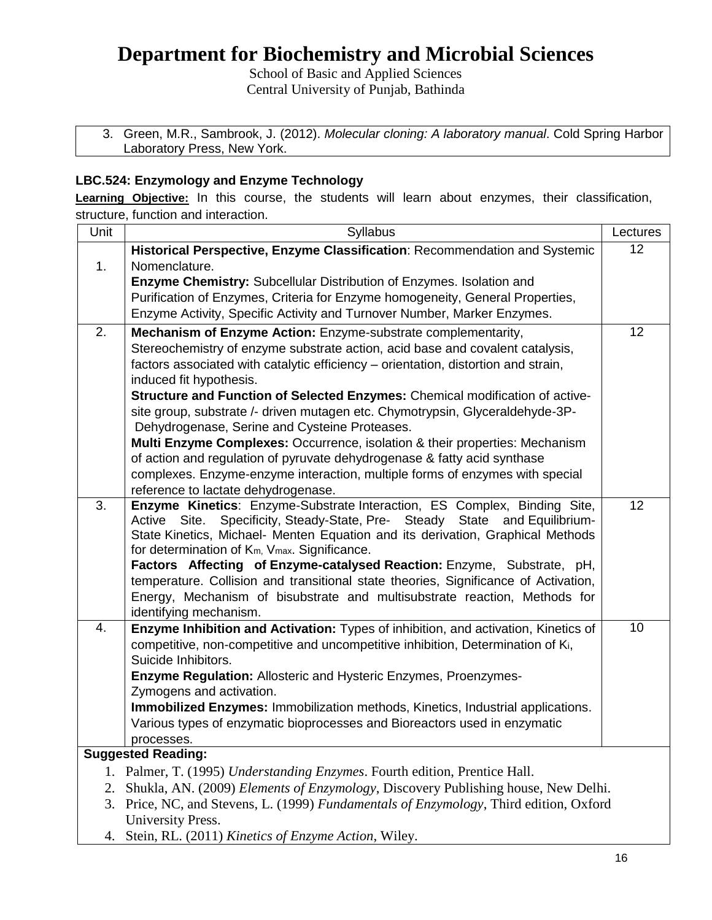# Department for Biochemistry and Microbial Sciences

School of Basic and Applied Sciences
Central University of Punjab, Bathinda

3. Green, M.R., Sambrook, J. (2012). *Molecular cloning: A laboratory manual*. Cold Spring Harbor Laboratory Press, New York.

### LBC.524: Enzymology and Enzyme Technology

**Learning Objective:** In this course, the students will learn about enzymes, their classification, structure, function and interaction.

| Unit | Syllabus | Lectures |
|---|---|---|
| 1. | **Historical Perspective, Enzyme Classification**: Recommendation and Systemic Nomenclature. **Enzyme Chemistry:** Subcellular Distribution of Enzymes. Isolation and Purification of Enzymes, Criteria for Enzyme homogeneity, General Properties, Enzyme Activity, Specific Activity and Turnover Number, Marker Enzymes. | 12 |
| 2. | **Mechanism of Enzyme Action:** Enzyme-substrate complementarity, Stereochemistry of enzyme substrate action, acid base and covalent catalysis, factors associated with catalytic efficiency – orientation, distortion and strain, induced fit hypothesis. **Structure and Function of Selected Enzymes:** Chemical modification of active-site group, substrate /- driven mutagen etc. Chymotrypsin, Glyceraldehyde-3P-Dehydrogenase, Serine and Cysteine Proteases. **Multi Enzyme Complexes:** Occurrence, isolation & their properties: Mechanism of action and regulation of pyruvate dehydrogenase & fatty acid synthase complexes. Enzyme-enzyme interaction, multiple forms of enzymes with special reference to lactate dehydrogenase. | 12 |
| 3. | **Enzyme Kinetics**: Enzyme-Substrate Interaction, ES Complex, Binding Site, Active Site. Specificity, Steady-State, Pre- Steady State and Equilibrium-State Kinetics, Michael- Menten Equation and its derivation, Graphical Methods for determination of $K_m$, $V_{max}$. Significance. **Factors Affecting of Enzyme-catalysed Reaction:** Enzyme, Substrate, pH, temperature. Collision and transitional state theories, Significance of Activation, Energy, Mechanism of bisubstrate and multisubstrate reaction, Methods for identifying mechanism. | 12 |
| 4. | **Enzyme Inhibition and Activation:** Types of inhibition, and activation, Kinetics of competitive, non-competitive and uncompetitive inhibition, Determination of $K_i$, Suicide Inhibitors. **Enzyme Regulation:** Allosteric and Hysteric Enzymes, Proenzymes-Zymogens and activation. **Immobilized Enzymes:** Immobilization methods, Kinetics, Industrial applications. Various types of enzymatic bioprocesses and Bioreactors used in enzymatic processes. | 10 |

**Suggested Reading:**

1. Palmer, T. (1995) *Understanding Enzymes*. Fourth edition, Prentice Hall.
2. Shukla, AN. (2009) *Elements of Enzymology*, Discovery Publishing house, New Delhi.
3. Price, NC, and Stevens, L. (1999) *Fundamentals of Enzymology*, Third edition, Oxford University Press.
4. Stein, RL. (2011) *Kinetics of Enzyme Action*, Wiley.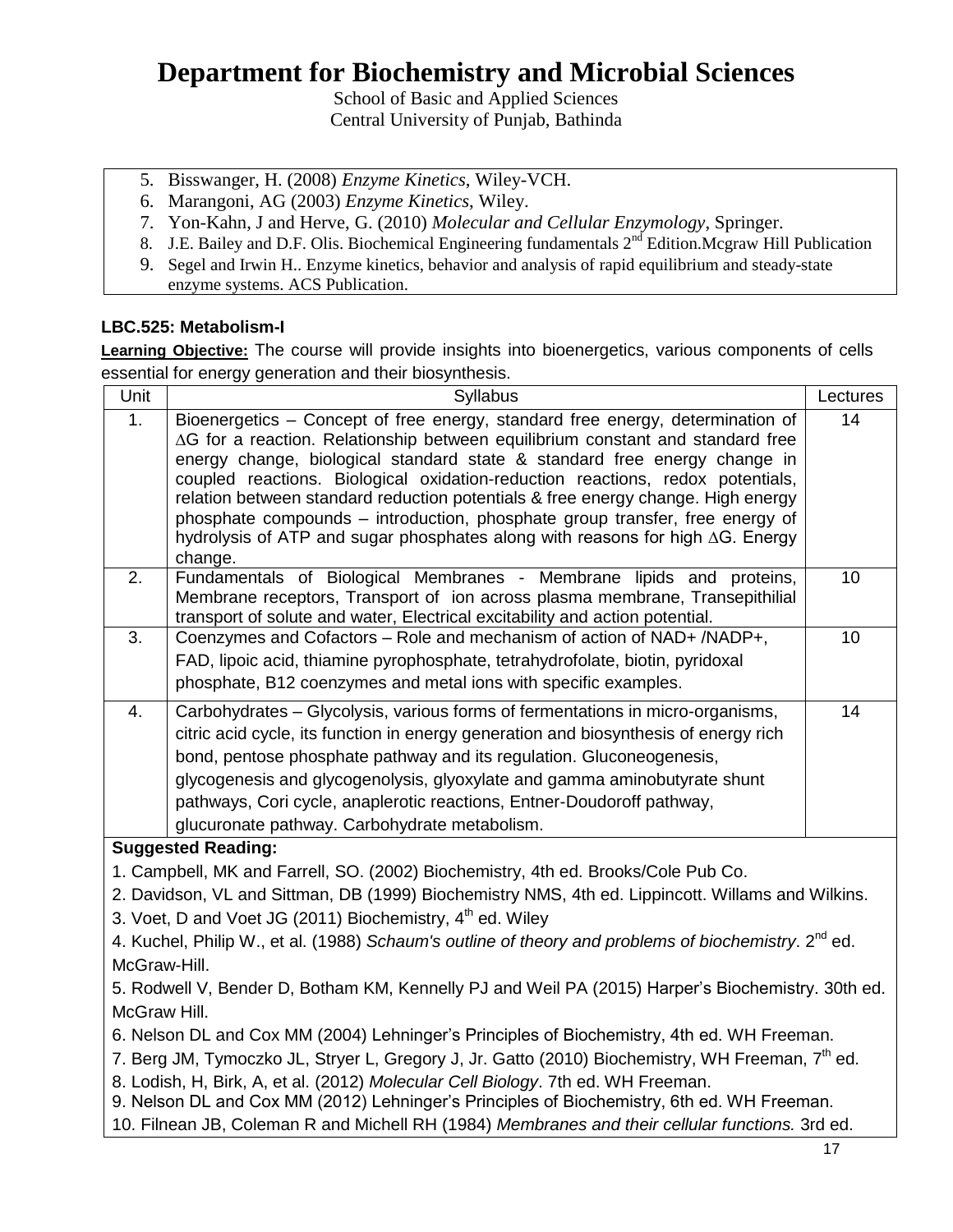# Department for Biochemistry and Microbial Sciences

School of Basic and Applied Sciences
Central University of Punjab, Bathinda

5. Bisswanger, H. (2008) *Enzyme Kinetics*, Wiley-VCH.
6. Marangoni, AG (2003) *Enzyme Kinetics*, Wiley.
7. Yon-Kahn, J and Herve, G. (2010) *Molecular and Cellular Enzymology*, Springer.
8. J.E. Bailey and D.F. Olis. Biochemical Engineering fundamentals 2nd Edition.Mcgraw Hill Publication
9. Segel and Irwin H.. Enzyme kinetics, behavior and analysis of rapid equilibrium and steady-state enzyme systems. ACS Publication.

### LBC.525: Metabolism-I

**Learning Objective:** The course will provide insights into bioenergetics, various components of cells essential for energy generation and their biosynthesis.

| Unit | Syllabus | Lectures |
|---|---|---|
| 1. | Bioenergetics – Concept of free energy, standard free energy, determination of $\Delta G$ for a reaction. Relationship between equilibrium constant and standard free energy change, biological standard state & standard free energy change in coupled reactions. Biological oxidation-reduction reactions, redox potentials, relation between standard reduction potentials & free energy change. High energy phosphate compounds – introduction, phosphate group transfer, free energy of hydrolysis of ATP and sugar phosphates along with reasons for high $\Delta G$. Energy change. | 14 |
| 2. | Fundamentals of Biological Membranes - Membrane lipids and proteins, Membrane receptors, Transport of ion across plasma membrane, Transepithilial transport of solute and water, Electrical excitability and action potential. | 10 |
| 3. | Coenzymes and Cofactors – Role and mechanism of action of NAD+ /NADP+, FAD, lipoic acid, thiamine pyrophosphate, tetrahydrofolate, biotin, pyridoxal phosphate, B12 coenzymes and metal ions with specific examples. | 10 |
| 4. | Carbohydrates – Glycolysis, various forms of fermentations in micro-organisms, citric acid cycle, its function in energy generation and biosynthesis of energy rich bond, pentose phosphate pathway and its regulation. Gluconeogenesis, glycogenesis and glycogenolysis, glyoxylate and gamma aminobutyrate shunt pathways, Cori cycle, anaplerotic reactions, Entner-Doudoroff pathway, glucuronate pathway. Carbohydrate metabolism. | 14 |

**Suggested Reading:**

1. Campbell, MK and Farrell, SO. (2002) Biochemistry, 4th ed. Brooks/Cole Pub Co.
2. Davidson, VL and Sittman, DB (1999) Biochemistry NMS, 4th ed. Lippincott. Willams and Wilkins.
3. Voet, D and Voet JG (2011) Biochemistry, 4th ed. Wiley
4. Kuchel, Philip W., et al. (1988) *Schaum's outline of theory and problems of biochemistry*. 2nd ed. McGraw-Hill.
5. Rodwell V, Bender D, Botham KM, Kennelly PJ and Weil PA (2015) Harper's Biochemistry. 30th ed. McGraw Hill.
6. Nelson DL and Cox MM (2004) Lehninger's Principles of Biochemistry, 4th ed. WH Freeman.
7. Berg JM, Tymoczko JL, Stryer L, Gregory J, Jr. Gatto (2010) Biochemistry, WH Freeman, 7th ed.
8. Lodish, H, Birk, A, et al. (2012) *Molecular Cell Biology*. 7th ed. WH Freeman.
9. Nelson DL and Cox MM (2012) Lehninger's Principles of Biochemistry, 6th ed. WH Freeman.
10. Filnean JB, Coleman R and Michell RH (1984) *Membranes and their cellular functions.* 3rd ed.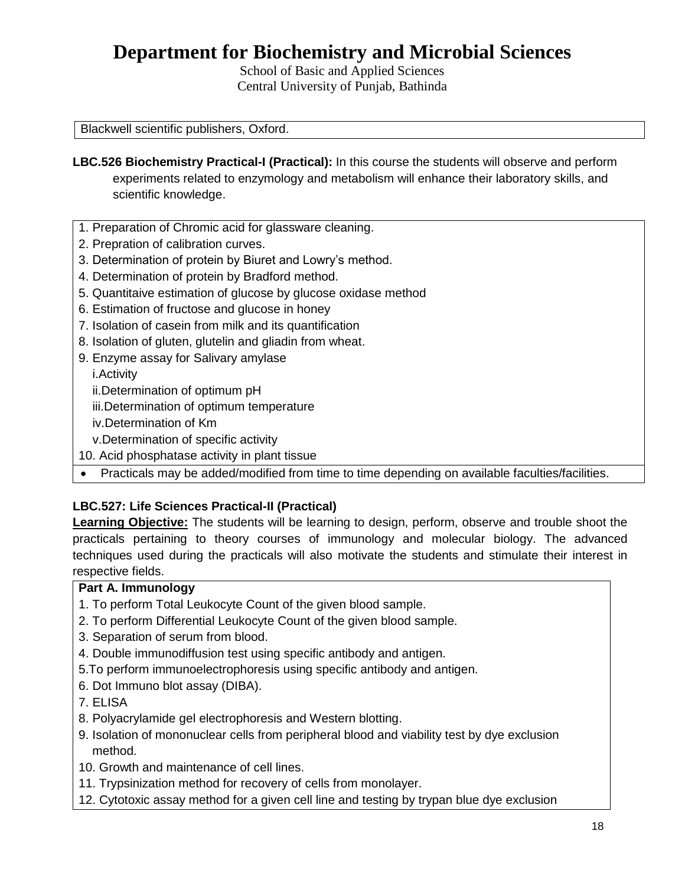# Department for Biochemistry and Microbial Sciences

School of Basic and Applied Sciences
Central University of Punjab, Bathinda

Blackwell scientific publishers, Oxford.

**LBC.526 Biochemistry Practical-I (Practical):** In this course the students will observe and perform experiments related to enzymology and metabolism will enhance their laboratory skills, and scientific knowledge.

1. Preparation of Chromic acid for glassware cleaning.
2. Prepration of calibration curves.
3. Determination of protein by Biuret and Lowry's method.
4. Determination of protein by Bradford method.
5. Quantitaive estimation of glucose by glucose oxidase method
6. Estimation of fructose and glucose in honey
7. Isolation of casein from milk and its quantification
8. Isolation of gluten, glutelin and gliadin from wheat.
9. Enzyme assay for Salivary amylase
   i.Activity
   ii.Determination of optimum pH
   iii.Determination of optimum temperature
   iv.Determination of Km
   v.Determination of specific activity
10. Acid phosphatase activity in plant tissue

- Practicals may be added/modified from time to time depending on available faculties/facilities.

**LBC.527: Life Sciences Practical-II (Practical)**

**Learning Objective:** The students will be learning to design, perform, observe and trouble shoot the practicals pertaining to theory courses of immunology and molecular biology. The advanced techniques used during the practicals will also motivate the students and stimulate their interest in respective fields.

**Part A. Immunology**

1. To perform Total Leukocyte Count of the given blood sample.
2. To perform Differential Leukocyte Count of the given blood sample.
3. Separation of serum from blood.
4. Double immunodiffusion test using specific antibody and antigen.
5. To perform immunoelectrophoresis using specific antibody and antigen.
6. Dot Immuno blot assay (DIBA).
7. ELISA
8. Polyacrylamide gel electrophoresis and Western blotting.
9. Isolation of mononuclear cells from peripheral blood and viability test by dye exclusion method.
10. Growth and maintenance of cell lines.
11. Trypsinization method for recovery of cells from monolayer.
12. Cytotoxic assay method for a given cell line and testing by trypan blue dye exclusion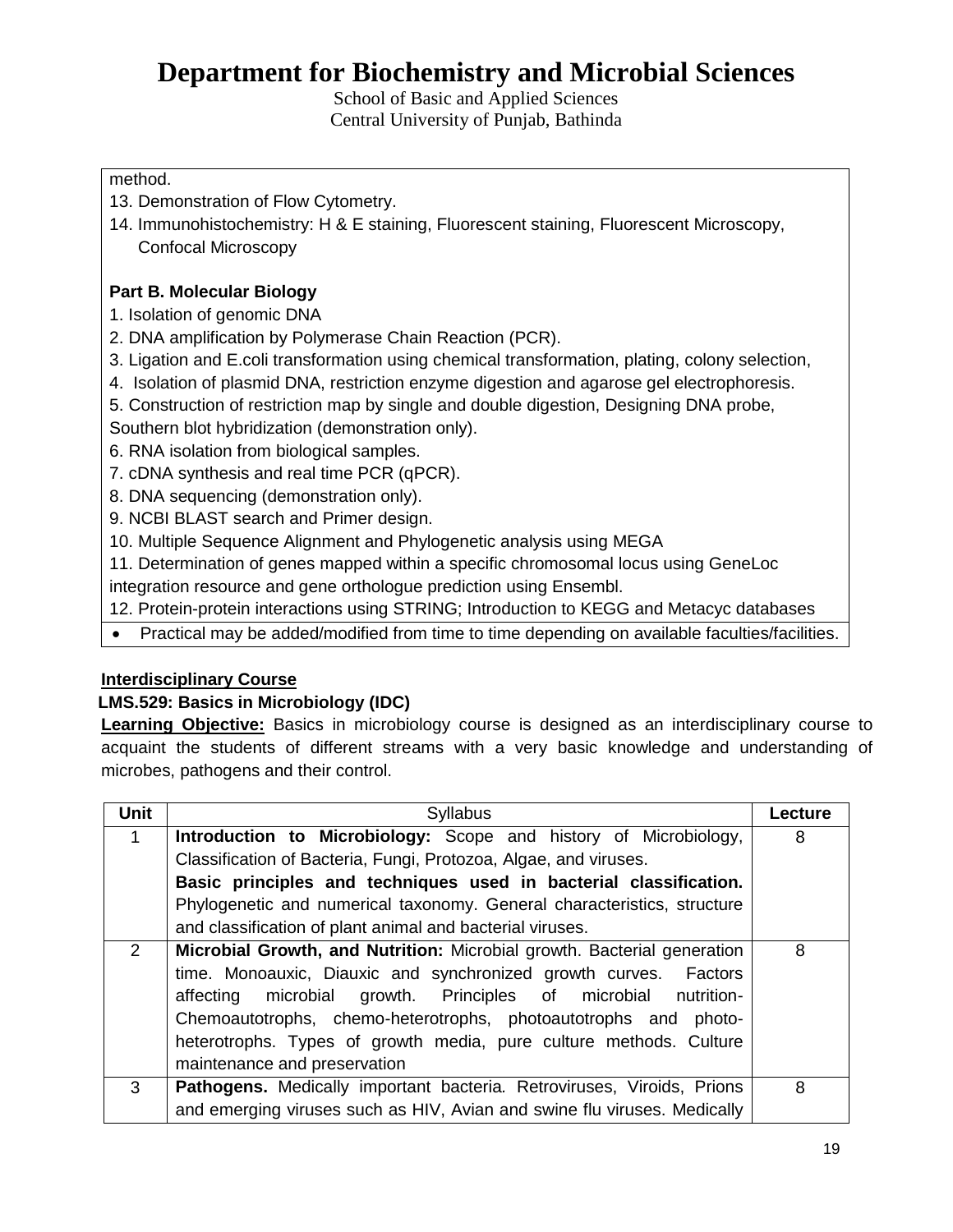method.

13. Demonstration of Flow Cytometry.
14. Immunohistochemistry: H & E staining, Fluorescent staining, Fluorescent Microscopy, Confocal Microscopy

**Part B. Molecular Biology**

1. Isolation of genomic DNA
2. DNA amplification by Polymerase Chain Reaction (PCR).
3. Ligation and E.coli transformation using chemical transformation, plating, colony selection,
4. Isolation of plasmid DNA, restriction enzyme digestion and agarose gel electrophoresis.
5. Construction of restriction map by single and double digestion, Designing DNA probe, Southern blot hybridization (demonstration only).
6. RNA isolation from biological samples.
7. cDNA synthesis and real time PCR (qPCR).
8. DNA sequencing (demonstration only).
9. NCBI BLAST search and Primer design.
10. Multiple Sequence Alignment and Phylogenetic analysis using MEGA
11. Determination of genes mapped within a specific chromosomal locus using GeneLoc integration resource and gene orthologue prediction using Ensembl.
12. Protein-protein interactions using STRING; Introduction to KEGG and Metacyc databases

- Practical may be added/modified from time to time depending on available faculties/facilities.

**Interdisciplinary Course**

**LMS.529: Basics in Microbiology (IDC)**

**Learning Objective:** Basics in microbiology course is designed as an interdisciplinary course to acquaint the students of different streams with a very basic knowledge and understanding of microbes, pathogens and their control.

| Unit | Syllabus | Lecture |
|---|---|---|
| 1 | **Introduction to Microbiology:** Scope and history of Microbiology, Classification of Bacteria, Fungi, Protozoa, Algae, and viruses. **Basic principles and techniques used in bacterial classification.** Phylogenetic and numerical taxonomy. General characteristics, structure and classification of plant animal and bacterial viruses. | 8 |
| 2 | **Microbial Growth, and Nutrition:** Microbial growth. Bacterial generation time. Monoauxic, Diauxic and synchronized growth curves. Factors affecting microbial growth. Principles of microbial nutrition- Chemoautotrophs, chemo-heterotrophs, photoautotrophs and photo-heterotrophs. Types of growth media, pure culture methods. Culture maintenance and preservation | 8 |
| 3 | **Pathogens.** Medically important bacteria. Retroviruses, Viroids, Prions and emerging viruses such as HIV, Avian and swine flu viruses. Medically | 8 |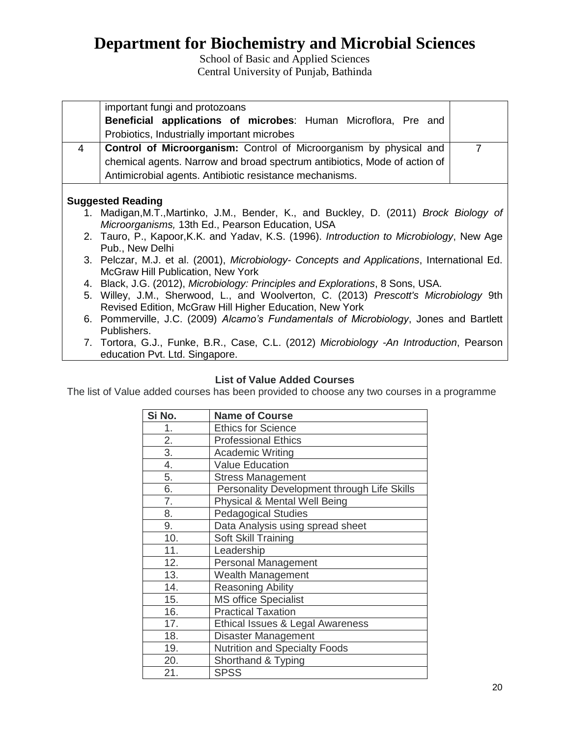# Department for Biochemistry and Microbial Sciences

School of Basic and Applied Sciences
Central University of Punjab, Bathinda

| | | |
|---|---|---|
| | important fungi and protozoans<br>**Beneficial applications of microbes**: Human Microflora, Pre and Probiotics, Industrially important microbes | |
| 4 | **Control of Microorganism:** Control of Microorganism by physical and chemical agents. Narrow and broad spectrum antibiotics, Mode of action of Antimicrobial agents. Antibiotic resistance mechanisms. | 7 |

**Suggested Reading**

1. Madigan,M.T.,Martinko, J.M., Bender, K., and Buckley, D. (2011) *Brock Biology of Microorganisms,* 13th Ed., Pearson Education, USA
2. Tauro, P., Kapoor,K.K. and Yadav, K.S. (1996). *Introduction to Microbiology*, New Age Pub., New Delhi
3. Pelczar, M.J. et al. (2001), *Microbiology- Concepts and Applications*, International Ed. McGraw Hill Publication, New York
4. Black, J.G. (2012), *Microbiology: Principles and Explorations*, 8 Sons, USA.
5. Willey, J.M., Sherwood, L., and Woolverton, C. (2013) *Prescott's Microbiology* 9th Revised Edition, McGraw Hill Higher Education, New York
6. Pommerville, J.C. (2009) *Alcamo's Fundamentals of Microbiology*, Jones and Bartlett Publishers.
7. Tortora, G.J., Funke, B.R., Case, C.L. (2012) *Microbiology -An Introduction*, Pearson education Pvt. Ltd. Singapore.

**List of Value Added Courses**

The list of Value added courses has been provided to choose any two courses in a programme

| Si No. | Name of Course |
|---|---|
| 1. | Ethics for Science |
| 2. | Professional Ethics |
| 3. | Academic Writing |
| 4. | Value Education |
| 5. | Stress Management |
| 6. | Personality Development through Life Skills |
| 7. | Physical & Mental Well Being |
| 8. | Pedagogical Studies |
| 9. | Data Analysis using spread sheet |
| 10. | Soft Skill Training |
| 11. | Leadership |
| 12. | Personal Management |
| 13. | Wealth Management |
| 14. | Reasoning Ability |
| 15. | MS office Specialist |
| 16. | Practical Taxation |
| 17. | Ethical Issues & Legal Awareness |
| 18. | Disaster Management |
| 19. | Nutrition and Specialty Foods |
| 20. | Shorthand & Typing |
| 21. | SPSS |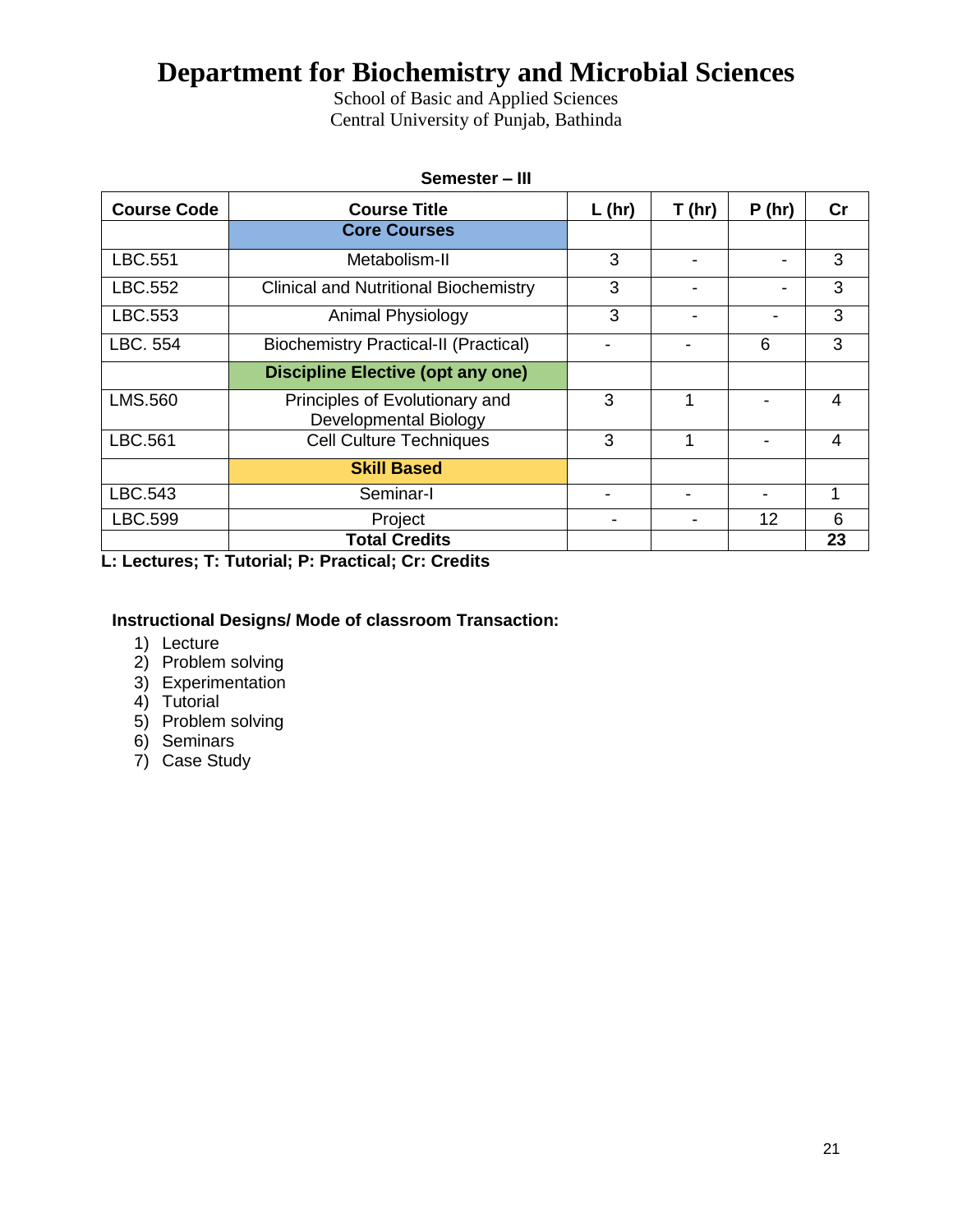# Department for Biochemistry and Microbial Sciences

School of Basic and Applied Sciences
Central University of Punjab, Bathinda

**Semester – III**

| Course Code | Course Title | L (hr) | T (hr) | P (hr) | Cr |
|---|---|---|---|---|---|
| | **Core Courses** | | | | |
| LBC.551 | Metabolism-II | 3 | - | - | 3 |
| LBC.552 | Clinical and Nutritional Biochemistry | 3 | - | - | 3 |
| LBC.553 | Animal Physiology | 3 | - | - | 3 |
| LBC. 554 | Biochemistry Practical-II (Practical) | - | - | 6 | 3 |
| | **Discipline Elective (opt any one)** | | | | |
| LMS.560 | Principles of Evolutionary and Developmental Biology | 3 | 1 | - | 4 |
| LBC.561 | Cell Culture Techniques | 3 | 1 | - | 4 |
| | **Skill Based** | | | | |
| LBC.543 | Seminar-I | - | - | - | 1 |
| LBC.599 | Project | - | - | 12 | 6 |
| | **Total Credits** | | | | **23** |

**L: Lectures; T: Tutorial; P: Practical; Cr: Credits**

**Instructional Designs/ Mode of classroom Transaction:**

1) Lecture
2) Problem solving
3) Experimentation
4) Tutorial
5) Problem solving
6) Seminars
7) Case Study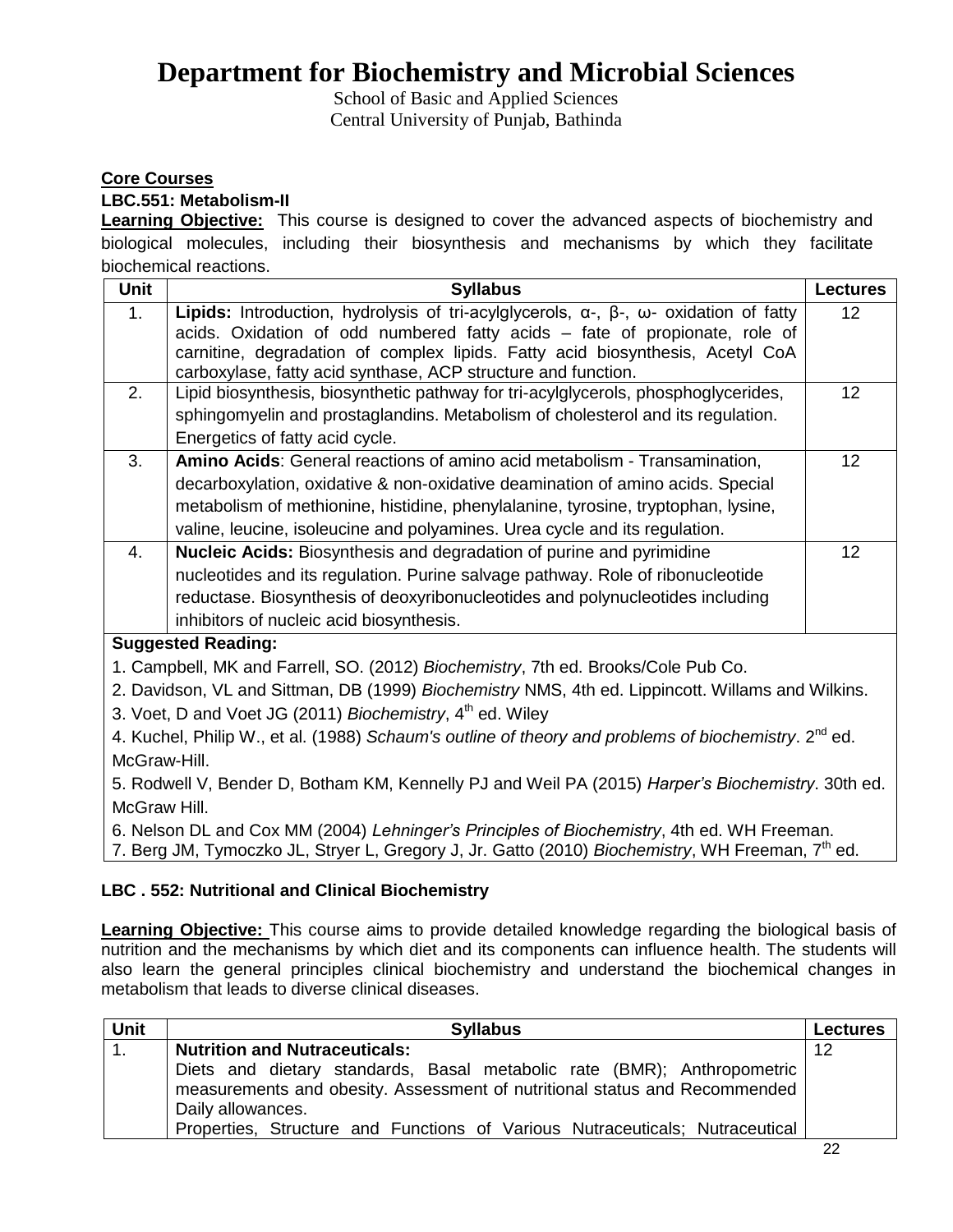# Department for Biochemistry and Microbial Sciences

School of Basic and Applied Sciences
Central University of Punjab, Bathinda

**Core Courses**

**LBC.551: Metabolism-II**

**Learning Objective:** This course is designed to cover the advanced aspects of biochemistry and biological molecules, including their biosynthesis and mechanisms by which they facilitate biochemical reactions.

| Unit | Syllabus | Lectures |
|---|---|---|
| 1. | **Lipids:** Introduction, hydrolysis of tri-acylglycerols, α-, β-, ω- oxidation of fatty acids. Oxidation of odd numbered fatty acids – fate of propionate, role of carnitine, degradation of complex lipids. Fatty acid biosynthesis, Acetyl CoA carboxylase, fatty acid synthase, ACP structure and function. | 12 |
| 2. | Lipid biosynthesis, biosynthetic pathway for tri-acylglycerols, phosphoglycerides, sphingomyelin and prostaglandins. Metabolism of cholesterol and its regulation. Energetics of fatty acid cycle. | 12 |
| 3. | **Amino Acids**: General reactions of amino acid metabolism - Transamination, decarboxylation, oxidative & non-oxidative deamination of amino acids. Special metabolism of methionine, histidine, phenylalanine, tyrosine, tryptophan, lysine, valine, leucine, isoleucine and polyamines. Urea cycle and its regulation. | 12 |
| 4. | **Nucleic Acids:** Biosynthesis and degradation of purine and pyrimidine nucleotides and its regulation. Purine salvage pathway. Role of ribonucleotide reductase. Biosynthesis of deoxyribonucleotides and polynucleotides including inhibitors of nucleic acid biosynthesis. | 12 |

**Suggested Reading:**

1. Campbell, MK and Farrell, SO. (2012) *Biochemistry*, 7th ed. Brooks/Cole Pub Co.
2. Davidson, VL and Sittman, DB (1999) *Biochemistry* NMS, 4th ed. Lippincott. Willams and Wilkins.
3. Voet, D and Voet JG (2011) *Biochemistry*, 4th ed. Wiley
4. Kuchel, Philip W., et al. (1988) *Schaum's outline of theory and problems of biochemistry*. 2nd ed. McGraw-Hill.
5. Rodwell V, Bender D, Botham KM, Kennelly PJ and Weil PA (2015) *Harper's Biochemistry*. 30th ed. McGraw Hill.
6. Nelson DL and Cox MM (2004) *Lehninger's Principles of Biochemistry*, 4th ed. WH Freeman.
7. Berg JM, Tymoczko JL, Stryer L, Gregory J, Jr. Gatto (2010) *Biochemistry*, WH Freeman, 7th ed.

**LBC . 552: Nutritional and Clinical Biochemistry**

**Learning Objective:** This course aims to provide detailed knowledge regarding the biological basis of nutrition and the mechanisms by which diet and its components can influence health. The students will also learn the general principles clinical biochemistry and understand the biochemical changes in metabolism that leads to diverse clinical diseases.

| Unit | Syllabus | Lectures |
|---|---|---|
| 1. | **Nutrition and Nutraceuticals:** Diets and dietary standards, Basal metabolic rate (BMR); Anthropometric measurements and obesity. Assessment of nutritional status and Recommended Daily allowances. Properties, Structure and Functions of Various Nutraceuticals; Nutraceutical | 12 |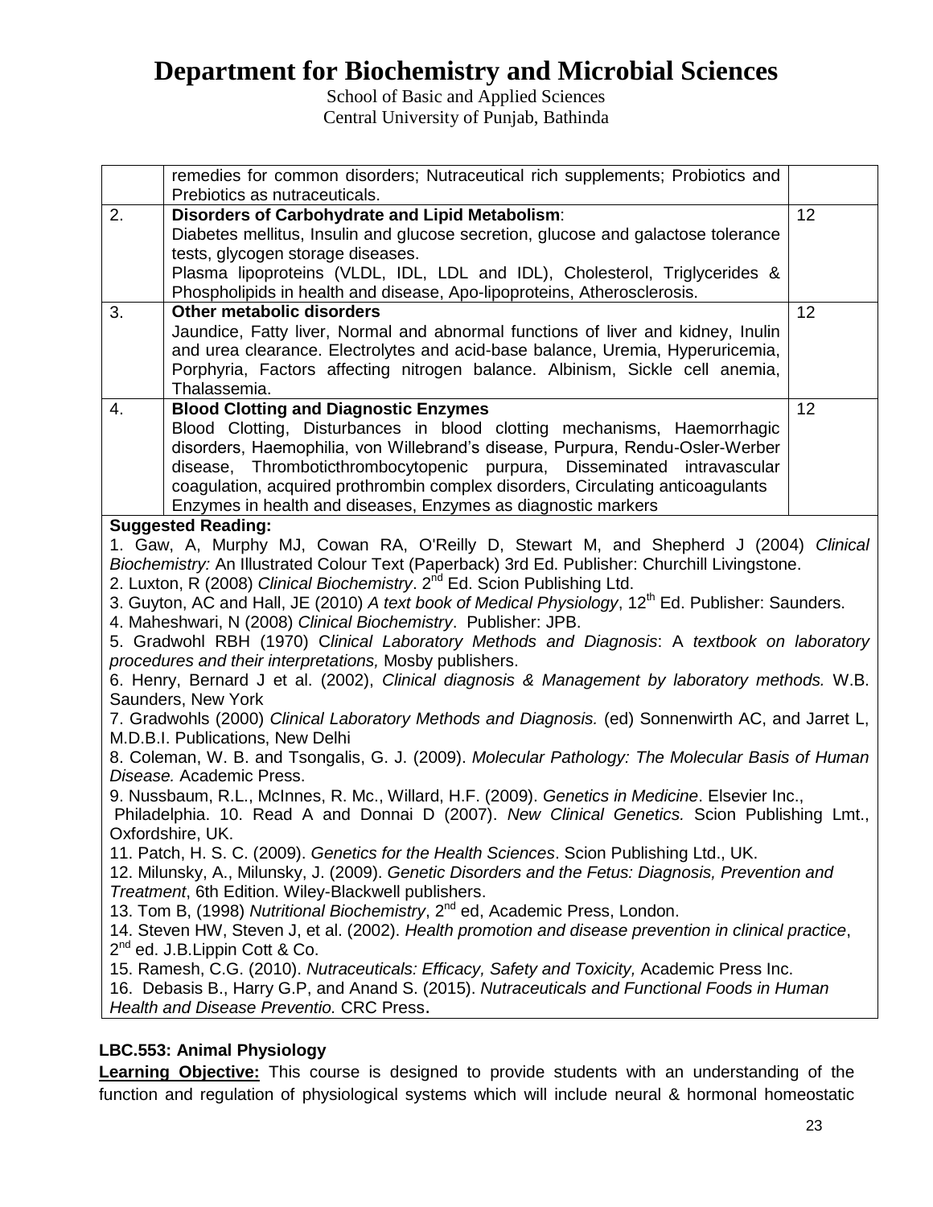| | remedies for common disorders; Nutraceutical rich supplements; Probiotics and Prebiotics as nutraceuticals. | |
|---|---|---|
| 2. | **Disorders of Carbohydrate and Lipid Metabolism**: Diabetes mellitus, Insulin and glucose secretion, glucose and galactose tolerance tests, glycogen storage diseases. Plasma lipoproteins (VLDL, IDL, LDL and IDL), Cholesterol, Triglycerides & Phospholipids in health and disease, Apo-lipoproteins, Atherosclerosis. | 12 |
| 3. | **Other metabolic disorders** Jaundice, Fatty liver, Normal and abnormal functions of liver and kidney, Inulin and urea clearance. Electrolytes and acid-base balance, Uremia, Hyperuricemia, Porphyria, Factors affecting nitrogen balance. Albinism, Sickle cell anemia, Thalassemia. | 12 |
| 4. | **Blood Clotting and Diagnostic Enzymes** Blood Clotting, Disturbances in blood clotting mechanisms, Haemorrhagic disorders, Haemophilia, von Willebrand's disease, Purpura, Rendu-Osler-Werber disease, Thromboticthrombocytopenic purpura, Disseminated intravascular coagulation, acquired prothrombin complex disorders, Circulating anticoagulants Enzymes in health and diseases, Enzymes as diagnostic markers | 12 |

**Suggested Reading:**

1. Gaw, A, Murphy MJ, Cowan RA, O'Reilly D, Stewart M, and Shepherd J (2004) *Clinical Biochemistry:* An Illustrated Colour Text (Paperback) 3rd Ed. Publisher: Churchill Livingstone.
2. Luxton, R (2008) *Clinical Biochemistry*. 2nd Ed. Scion Publishing Ltd.
3. Guyton, AC and Hall, JE (2010) *A text book of Medical Physiology*, 12th Ed. Publisher: Saunders.
4. Maheshwari, N (2008) *Clinical Biochemistry*. Publisher: JPB.
5. Gradwohl RBH (1970) C*linical Laboratory Methods and Diagnosis*: A *textbook on laboratory procedures and their interpretations,* Mosby publishers.
6. Henry, Bernard J et al. (2002), *Clinical diagnosis & Management by laboratory methods.* W.B. Saunders, New York
7. Gradwohls (2000) *Clinical Laboratory Methods and Diagnosis.* (ed) Sonnenwirth AC, and Jarret L, M.D.B.I. Publications, New Delhi
8. Coleman, W. B. and Tsongalis, G. J. (2009). *Molecular Pathology: The Molecular Basis of Human Disease.* Academic Press.
9. Nussbaum, R.L., McInnes, R. Mc., Willard, H.F. (2009). *Genetics in Medicine*. Elsevier Inc., Philadelphia. 10. Read A and Donnai D (2007). *New Clinical Genetics.* Scion Publishing Lmt., Oxfordshire, UK.
11. Patch, H. S. C. (2009). *Genetics for the Health Sciences*. Scion Publishing Ltd., UK.
12. Milunsky, A., Milunsky, J. (2009). *Genetic Disorders and the Fetus: Diagnosis, Prevention and Treatment*, 6th Edition. Wiley-Blackwell publishers.
13. Tom B, (1998) *Nutritional Biochemistry*, 2nd ed, Academic Press, London.
14. Steven HW, Steven J, et al. (2002). *Health promotion and disease prevention in clinical practice*, 2nd ed. J.B.Lippin Cott & Co.
15. Ramesh, C.G. (2010). *Nutraceuticals: Efficacy, Safety and Toxicity,* Academic Press Inc.
16. Debasis B., Harry G.P, and Anand S. (2015). *Nutraceuticals and Functional Foods in Human Health and Disease Preventio.* CRC Press.

**LBC.553: Animal Physiology**

**Learning Objective:** This course is designed to provide students with an understanding of the function and regulation of physiological systems which will include neural & hormonal homeostatic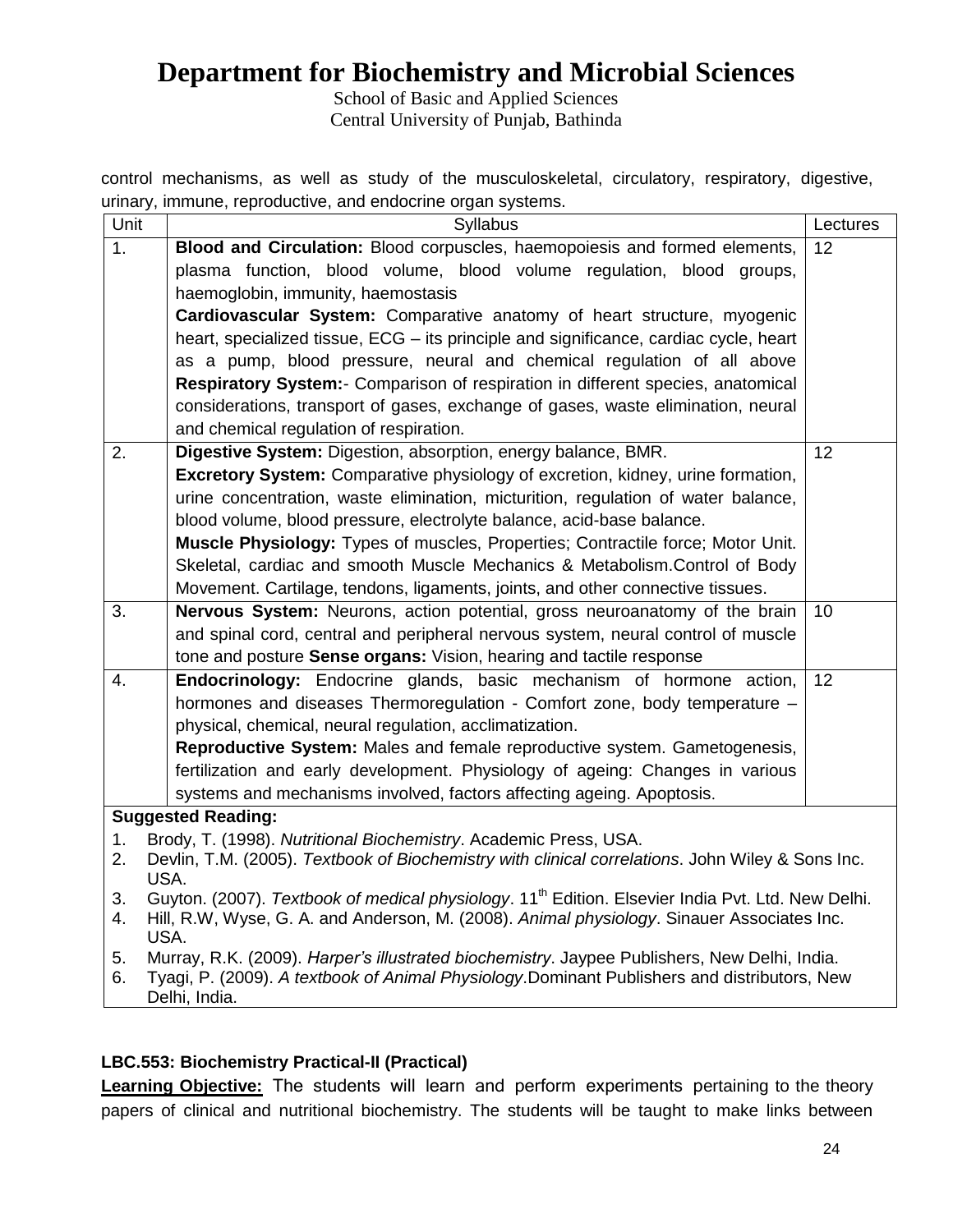control mechanisms, as well as study of the musculoskeletal, circulatory, respiratory, digestive, urinary, immune, reproductive, and endocrine organ systems.

| Unit | Syllabus | Lectures |
|---|---|---|
| 1. | **Blood and Circulation:** Blood corpuscles, haemopoiesis and formed elements, plasma function, blood volume, blood volume regulation, blood groups, haemoglobin, immunity, haemostasis<br>**Cardiovascular System:** Comparative anatomy of heart structure, myogenic heart, specialized tissue, ECG – its principle and significance, cardiac cycle, heart as a pump, blood pressure, neural and chemical regulation of all above<br>**Respiratory System:**- Comparison of respiration in different species, anatomical considerations, transport of gases, exchange of gases, waste elimination, neural and chemical regulation of respiration. | 12 |
| 2. | **Digestive System:** Digestion, absorption, energy balance, BMR.<br>**Excretory System:** Comparative physiology of excretion, kidney, urine formation, urine concentration, waste elimination, micturition, regulation of water balance, blood volume, blood pressure, electrolyte balance, acid-base balance.<br>**Muscle Physiology:** Types of muscles, Properties; Contractile force; Motor Unit. Skeletal, cardiac and smooth Muscle Mechanics & Metabolism.Control of Body Movement. Cartilage, tendons, ligaments, joints, and other connective tissues. | 12 |
| 3. | **Nervous System:** Neurons, action potential, gross neuroanatomy of the brain and spinal cord, central and peripheral nervous system, neural control of muscle tone and posture **Sense organs:** Vision, hearing and tactile response | 10 |
| 4. | **Endocrinology:** Endocrine glands, basic mechanism of hormone action, hormones and diseases Thermoregulation - Comfort zone, body temperature – physical, chemical, neural regulation, acclimatization.<br>**Reproductive System:** Males and female reproductive system. Gametogenesis, fertilization and early development. Physiology of ageing: Changes in various systems and mechanisms involved, factors affecting ageing. Apoptosis. | 12 |

**Suggested Reading:**

1. Brody, T. (1998). *Nutritional Biochemistry*. Academic Press, USA.
2. Devlin, T.M. (2005). *Textbook of Biochemistry with clinical correlations*. John Wiley & Sons Inc. USA.
3. Guyton. (2007). *Textbook of medical physiology*. 11th Edition. Elsevier India Pvt. Ltd. New Delhi.
4. Hill, R.W, Wyse, G. A. and Anderson, M. (2008). *Animal physiology*. Sinauer Associates Inc. USA.
5. Murray, R.K. (2009). *Harper's illustrated biochemistry*. Jaypee Publishers, New Delhi, India.
6. Tyagi, P. (2009). *A textbook of Animal Physiology*.Dominant Publishers and distributors, New Delhi, India.

**LBC.553: Biochemistry Practical-II (Practical)**

**Learning Objective:** The students will learn and perform experiments pertaining to the theory papers of clinical and nutritional biochemistry. The students will be taught to make links between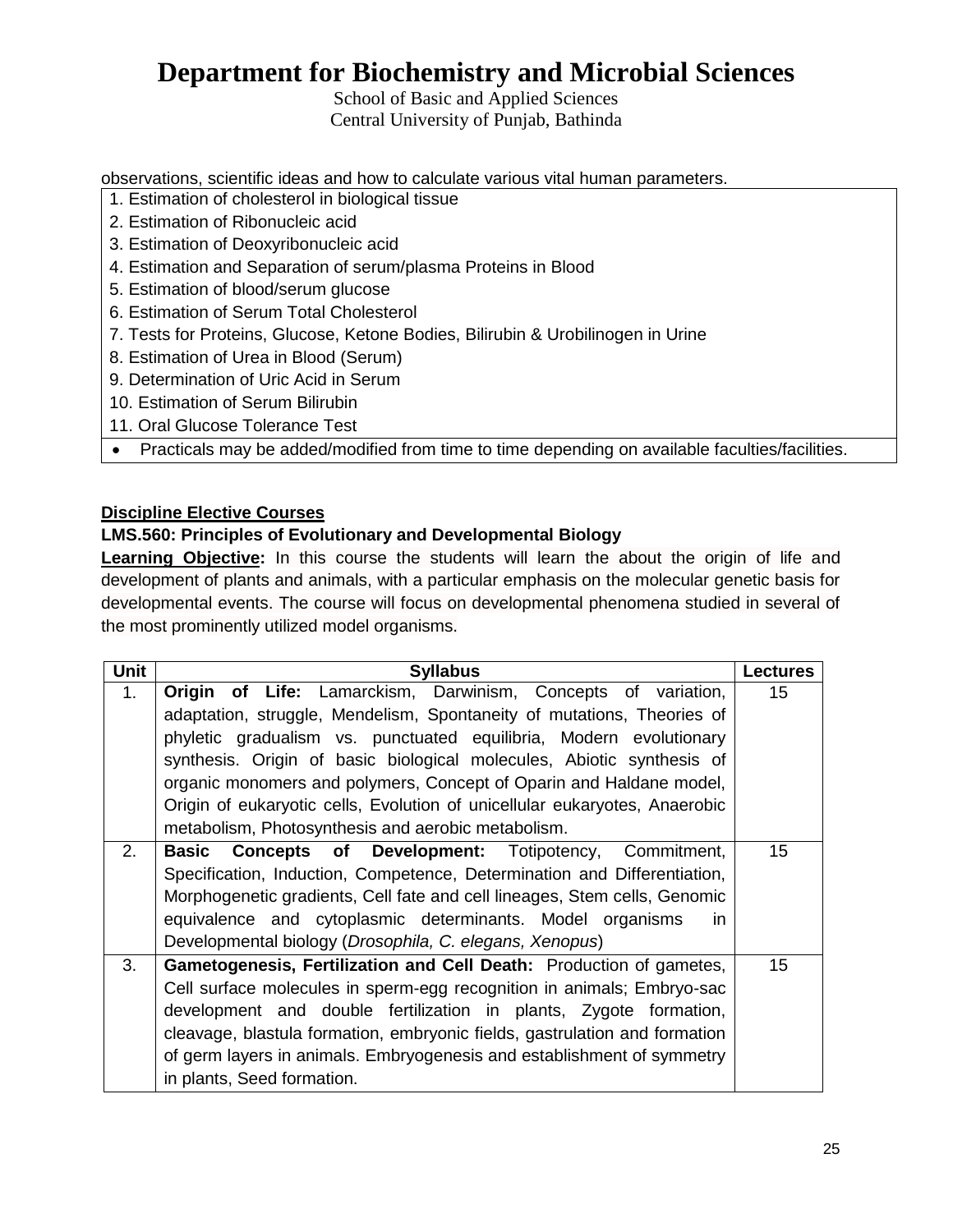observations, scientific ideas and how to calculate various vital human parameters.

| |
|---|
| 1. Estimation of cholesterol in biological tissue |
| 2. Estimation of Ribonucleic acid |
| 3. Estimation of Deoxyribonucleic acid |
| 4. Estimation and Separation of serum/plasma Proteins in Blood |
| 5. Estimation of blood/serum glucose |
| 6. Estimation of Serum Total Cholesterol |
| 7. Tests for Proteins, Glucose, Ketone Bodies, Bilirubin & Urobilinogen in Urine |
| 8. Estimation of Urea in Blood (Serum) |
| 9. Determination of Uric Acid in Serum |
| 10. Estimation of Serum Bilirubin |
| 11. Oral Glucose Tolerance Test |
| • Practicals may be added/modified from time to time depending on available faculties/facilities. |

## Discipline Elective Courses

### LMS.560: Principles of Evolutionary and Developmental Biology

**Learning Objective:** In this course the students will learn the about the origin of life and development of plants and animals, with a particular emphasis on the molecular genetic basis for developmental events. The course will focus on developmental phenomena studied in several of the most prominently utilized model organisms.

| Unit | Syllabus | Lectures |
|---|---|---|
| 1. | **Origin of Life:** Lamarckism, Darwinism, Concepts of variation, adaptation, struggle, Mendelism, Spontaneity of mutations, Theories of phyletic gradualism vs. punctuated equilibria, Modern evolutionary synthesis. Origin of basic biological molecules, Abiotic synthesis of organic monomers and polymers, Concept of Oparin and Haldane model, Origin of eukaryotic cells, Evolution of unicellular eukaryotes, Anaerobic metabolism, Photosynthesis and aerobic metabolism. | 15 |
| 2. | **Basic Concepts of Development:** Totipotency, Commitment, Specification, Induction, Competence, Determination and Differentiation, Morphogenetic gradients, Cell fate and cell lineages, Stem cells, Genomic equivalence and cytoplasmic determinants. Model organisms in Developmental biology (*Drosophila, C. elegans, Xenopus*) | 15 |
| 3. | **Gametogenesis, Fertilization and Cell Death:** Production of gametes, Cell surface molecules in sperm-egg recognition in animals; Embryo-sac development and double fertilization in plants, Zygote formation, cleavage, blastula formation, embryonic fields, gastrulation and formation of germ layers in animals. Embryogenesis and establishment of symmetry in plants, Seed formation. | 15 |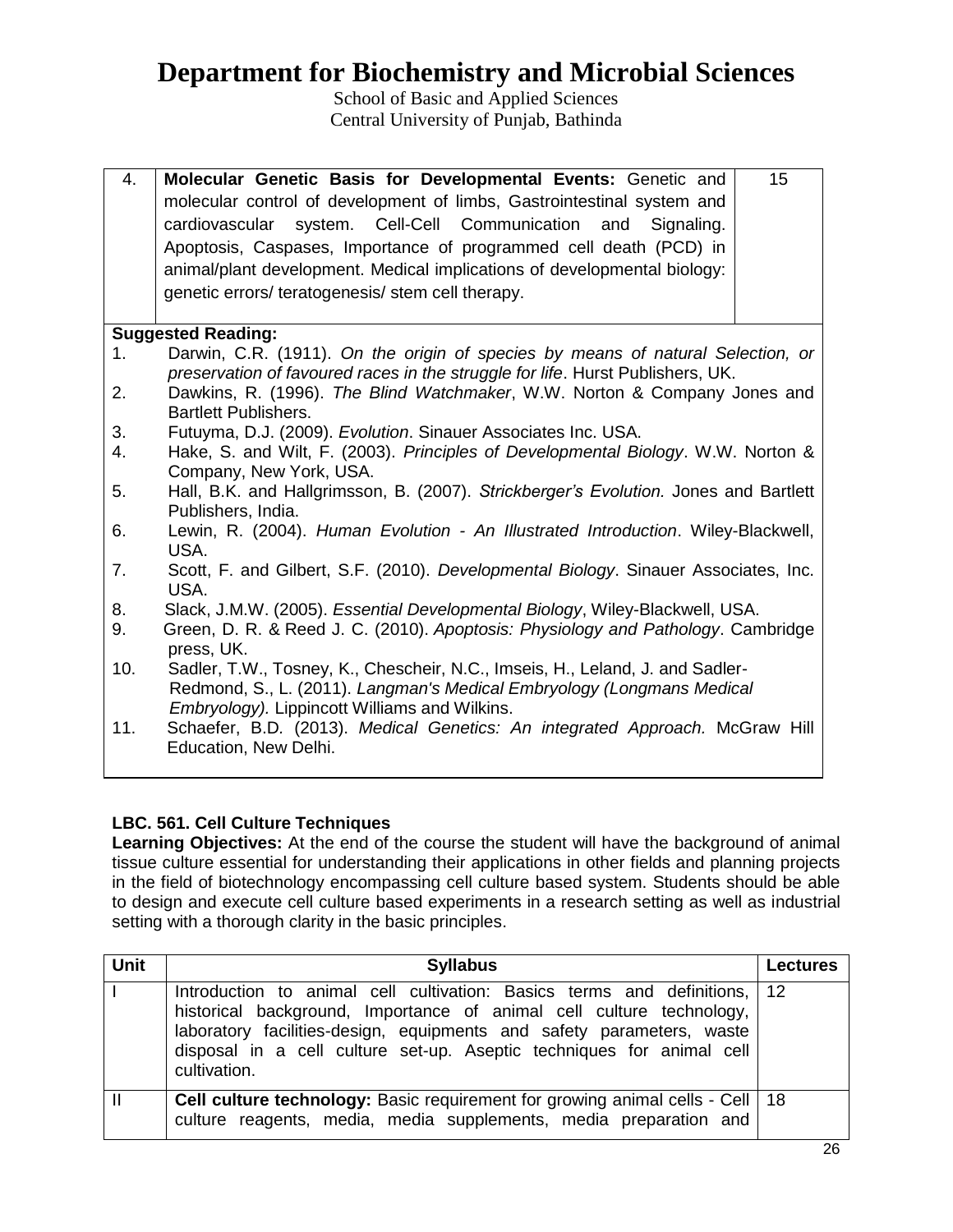# Department for Biochemistry and Microbial Sciences

School of Basic and Applied Sciences
Central University of Punjab, Bathinda

| | | |
|---|---|---|
| 4. | **Molecular Genetic Basis for Developmental Events:** Genetic and molecular control of development of limbs, Gastrointestinal system and cardiovascular system. Cell-Cell Communication and Signaling. Apoptosis, Caspases, Importance of programmed cell death (PCD) in animal/plant development. Medical implications of developmental biology: genetic errors/ teratogenesis/ stem cell therapy. | 15 |

**Suggested Reading:**

1. Darwin, C.R. (1911). *On the origin of species by means of natural Selection, or preservation of favoured races in the struggle for life*. Hurst Publishers, UK.
2. Dawkins, R. (1996). *The Blind Watchmaker*, W.W. Norton & Company Jones and Bartlett Publishers.
3. Futuyma, D.J. (2009). *Evolution*. Sinauer Associates Inc. USA.
4. Hake, S. and Wilt, F. (2003). *Principles of Developmental Biology*. W.W. Norton & Company, New York, USA.
5. Hall, B.K. and Hallgrimsson, B. (2007). *Strickberger's Evolution.* Jones and Bartlett Publishers, India.
6. Lewin, R. (2004). *Human Evolution - An Illustrated Introduction*. Wiley-Blackwell, USA.
7. Scott, F. and Gilbert, S.F. (2010). *Developmental Biology*. Sinauer Associates, Inc. USA.
8. Slack, J.M.W. (2005). *Essential Developmental Biology*, Wiley-Blackwell, USA.
9. Green, D. R. & Reed J. C. (2010). *Apoptosis: Physiology and Pathology*. Cambridge press, UK.
10. Sadler, T.W., Tosney, K., Chescheir, N.C., Imseis, H., Leland, J. and Sadler-Redmond, S., L. (2011). *Langman's Medical Embryology (Longmans Medical Embryology).* Lippincott Williams and Wilkins.
11. Schaefer, B.D. (2013). *Medical Genetics: An integrated Approach.* McGraw Hill Education, New Delhi.

**LBC. 561. Cell Culture Techniques**

**Learning Objectives:** At the end of the course the student will have the background of animal tissue culture essential for understanding their applications in other fields and planning projects in the field of biotechnology encompassing cell culture based system. Students should be able to design and execute cell culture based experiments in a research setting as well as industrial setting with a thorough clarity in the basic principles.

| Unit | Syllabus | Lectures |
|---|---|---|
| I | Introduction to animal cell cultivation: Basics terms and definitions, historical background, Importance of animal cell culture technology, laboratory facilities-design, equipments and safety parameters, waste disposal in a cell culture set-up. Aseptic techniques for animal cell cultivation. | 12 |
| II | **Cell culture technology:** Basic requirement for growing animal cells - Cell culture reagents, media, media supplements, media preparation and | 18 |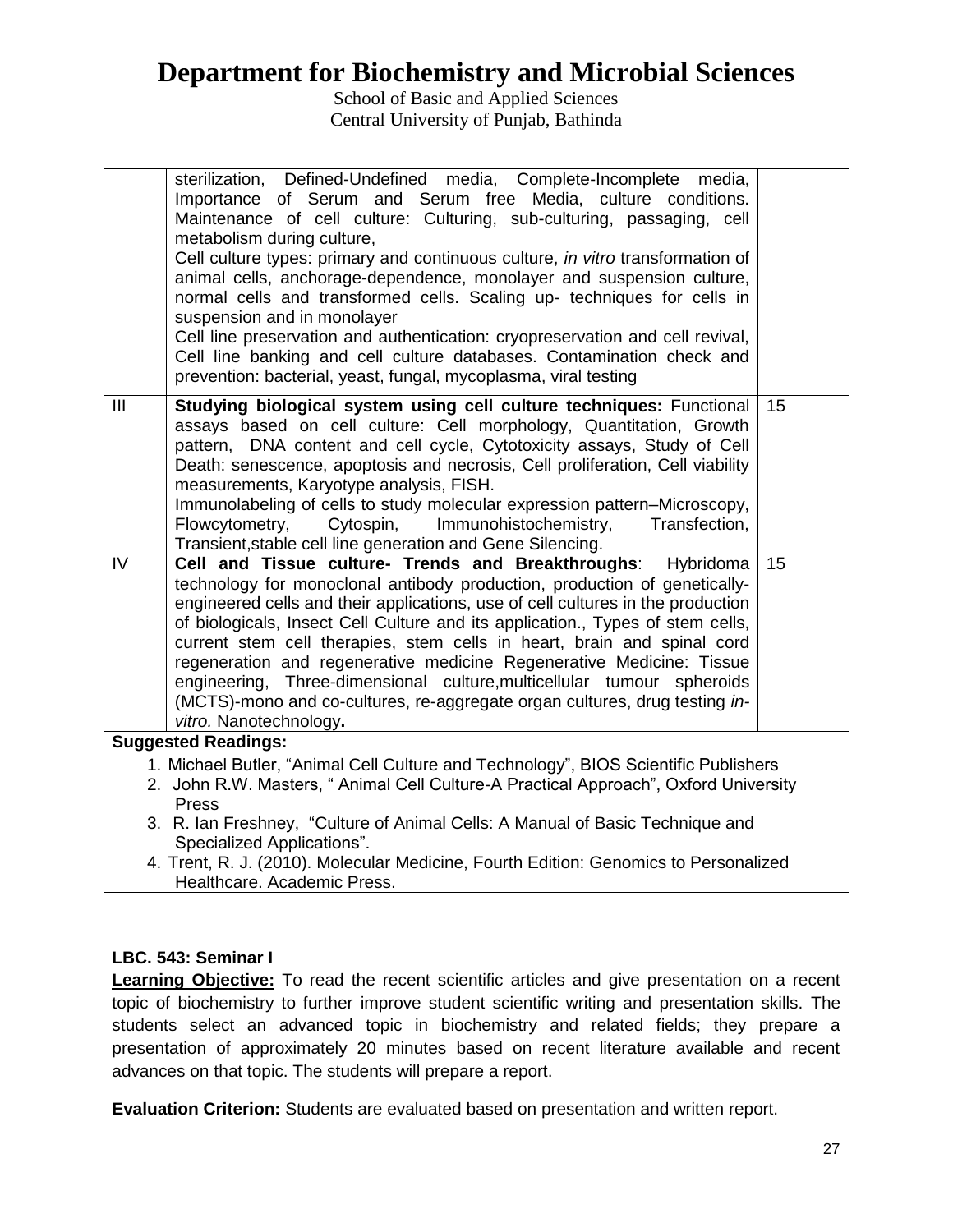| | | |
|---|---|---|
| | sterilization, Defined-Undefined media, Complete-Incomplete media, Importance of Serum and Serum free Media, culture conditions. Maintenance of cell culture: Culturing, sub-culturing, passaging, cell metabolism during culture,<br>Cell culture types: primary and continuous culture, *in vitro* transformation of animal cells, anchorage-dependence, monolayer and suspension culture, normal cells and transformed cells. Scaling up- techniques for cells in suspension and in monolayer<br>Cell line preservation and authentication: cryopreservation and cell revival, Cell line banking and cell culture databases. Contamination check and prevention: bacterial, yeast, fungal, mycoplasma, viral testing | |
| III | **Studying biological system using cell culture techniques:** Functional assays based on cell culture: Cell morphology, Quantitation, Growth pattern, DNA content and cell cycle, Cytotoxicity assays, Study of Cell Death: senescence, apoptosis and necrosis, Cell proliferation, Cell viability measurements, Karyotype analysis, FISH.<br>Immunolabeling of cells to study molecular expression pattern–Microscopy, Flowcytometry, Cytospin, Immunohistochemistry, Transfection, Transient,stable cell line generation and Gene Silencing. | 15 |
| IV | **Cell and Tissue culture- Trends and Breakthroughs**: Hybridoma technology for monoclonal antibody production, production of genetically-engineered cells and their applications, use of cell cultures in the production of biologicals, Insect Cell Culture and its application., Types of stem cells, current stem cell therapies, stem cells in heart, brain and spinal cord regeneration and regenerative medicine Regenerative Medicine: Tissue engineering, Three-dimensional culture,multicellular tumour spheroids (MCTS)-mono and co-cultures, re-aggregate organ cultures, drug testing *in-vitro.* Nanotechnology**.** | 15 |

**Suggested Readings:**

1. Michael Butler, "Animal Cell Culture and Technology", BIOS Scientific Publishers
2. John R.W. Masters, " Animal Cell Culture-A Practical Approach", Oxford University Press
3. R. Ian Freshney, "Culture of Animal Cells: A Manual of Basic Technique and Specialized Applications".
4. Trent, R. J. (2010). Molecular Medicine, Fourth Edition: Genomics to Personalized Healthcare. Academic Press.

**LBC. 543: Seminar I**

**Learning Objective:** To read the recent scientific articles and give presentation on a recent topic of biochemistry to further improve student scientific writing and presentation skills. The students select an advanced topic in biochemistry and related fields; they prepare a presentation of approximately 20 minutes based on recent literature available and recent advances on that topic. The students will prepare a report.

**Evaluation Criterion:** Students are evaluated based on presentation and written report.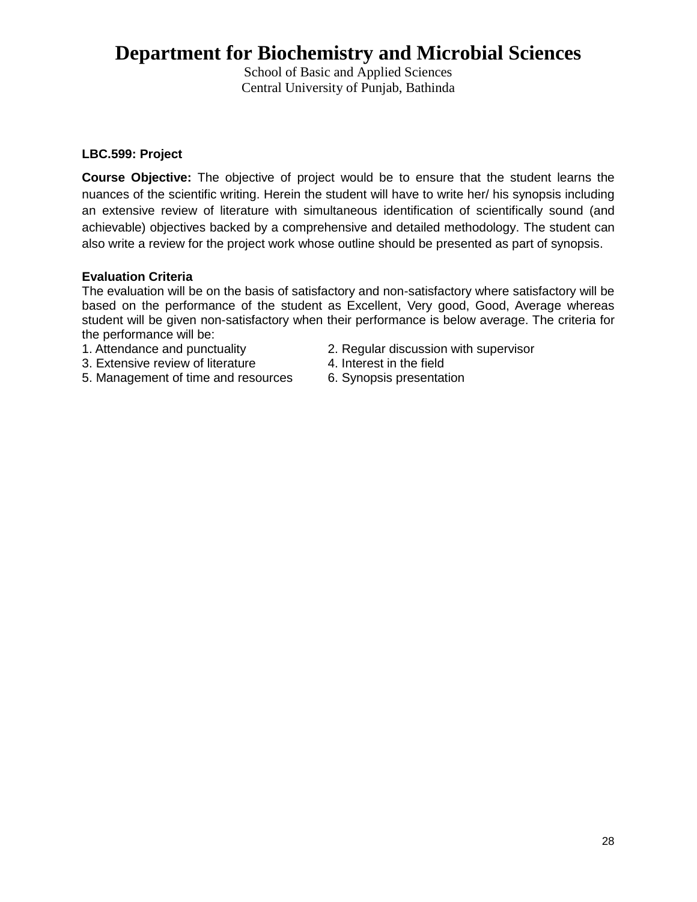# Department for Biochemistry and Microbial Sciences

School of Basic and Applied Sciences
Central University of Punjab, Bathinda

**LBC.599: Project**

**Course Objective:** The objective of project would be to ensure that the student learns the nuances of the scientific writing. Herein the student will have to write her/ his synopsis including an extensive review of literature with simultaneous identification of scientifically sound (and achievable) objectives backed by a comprehensive and detailed methodology. The student can also write a review for the project work whose outline should be presented as part of synopsis.

**Evaluation Criteria**

The evaluation will be on the basis of satisfactory and non-satisfactory where satisfactory will be based on the performance of the student as Excellent, Very good, Good, Average whereas student will be given non-satisfactory when their performance is below average. The criteria for the performance will be:

1. Attendance and punctuality
2. Regular discussion with supervisor
3. Extensive review of literature
4. Interest in the field
5. Management of time and resources
6. Synopsis presentation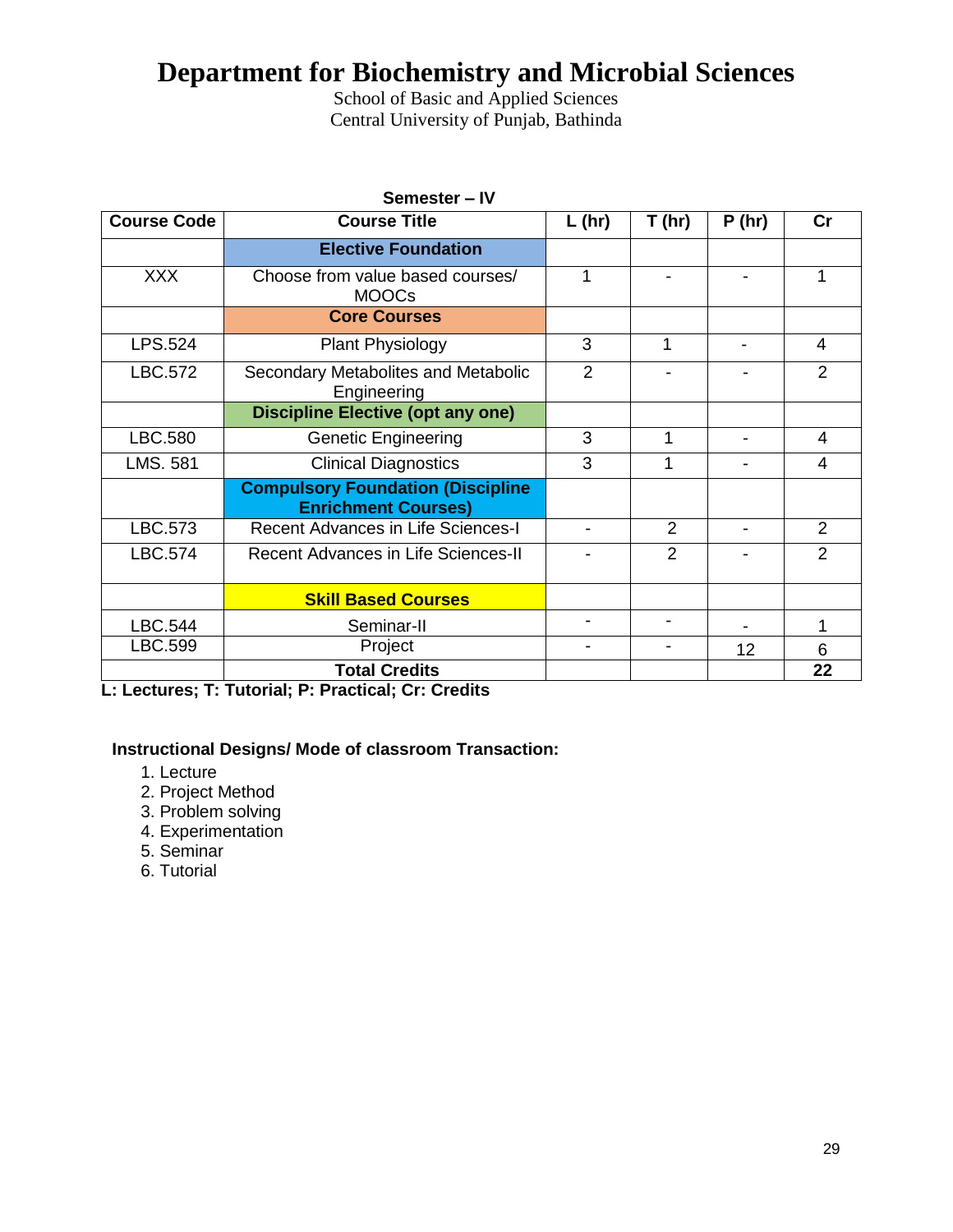# Department for Biochemistry and Microbial Sciences

School of Basic and Applied Sciences
Central University of Punjab, Bathinda

**Semester – IV**

| Course Code | Course Title | L (hr) | T (hr) | P (hr) | Cr |
|---|---|---|---|---|---|
| | **Elective Foundation** | | | | |
| XXX | Choose from value based courses/ MOOCs | 1 | - | - | 1 |
| | **Core Courses** | | | | |
| LPS.524 | Plant Physiology | 3 | 1 | - | 4 |
| LBC.572 | Secondary Metabolites and Metabolic Engineering | 2 | - | - | 2 |
| | **Discipline Elective (opt any one)** | | | | |
| LBC.580 | Genetic Engineering | 3 | 1 | - | 4 |
| LMS. 581 | Clinical Diagnostics | 3 | 1 | - | 4 |
| | **Compulsory Foundation (Discipline Enrichment Courses)** | | | | |
| LBC.573 | Recent Advances in Life Sciences-I | - | 2 | - | 2 |
| LBC.574 | Recent Advances in Life Sciences-II | - | 2 | - | 2 |
| | **Skill Based Courses** | | | | |
| LBC.544 | Seminar-II | - | - | - | 1 |
| LBC.599 | Project | - | - | 12 | 6 |
| | **Total Credits** | | | | **22** |

**L: Lectures; T: Tutorial; P: Practical; Cr: Credits**

**Instructional Designs/ Mode of classroom Transaction:**

1. Lecture
2. Project Method
3. Problem solving
4. Experimentation
5. Seminar
6. Tutorial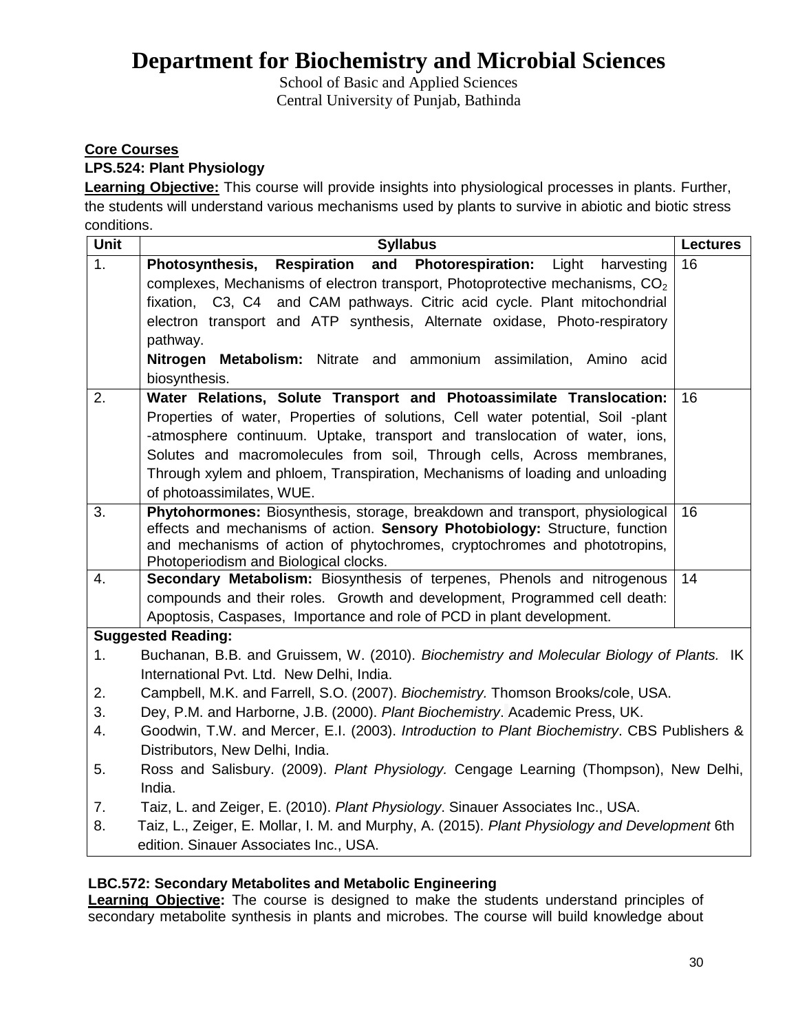# Department for Biochemistry and Microbial Sciences

School of Basic and Applied Sciences
Central University of Punjab, Bathinda

**Core Courses**

**LPS.524: Plant Physiology**

**Learning Objective:** This course will provide insights into physiological processes in plants. Further, the students will understand various mechanisms used by plants to survive in abiotic and biotic stress conditions.

| Unit | Syllabus | Lectures |
|---|---|---|
| 1. | **Photosynthesis, Respiration and Photorespiration:** Light harvesting complexes, Mechanisms of electron transport, Photoprotective mechanisms, $CO_2$ fixation, C3, C4 and CAM pathways. Citric acid cycle. Plant mitochondrial electron transport and ATP synthesis, Alternate oxidase, Photo-respiratory pathway. **Nitrogen Metabolism:** Nitrate and ammonium assimilation, Amino acid biosynthesis. | 16 |
| 2. | **Water Relations, Solute Transport and Photoassimilate Translocation:** Properties of water, Properties of solutions, Cell water potential, Soil -plant -atmosphere continuum. Uptake, transport and translocation of water, ions, Solutes and macromolecules from soil, Through cells, Across membranes, Through xylem and phloem, Transpiration, Mechanisms of loading and unloading of photoassimilates, WUE. | 16 |
| 3. | **Phytohormones:** Biosynthesis, storage, breakdown and transport, physiological effects and mechanisms of action. **Sensory Photobiology:** Structure, function and mechanisms of action of phytochromes, cryptochromes and phototropins, Photoperiodism and Biological clocks. | 16 |
| 4. | **Secondary Metabolism:** Biosynthesis of terpenes, Phenols and nitrogenous compounds and their roles. Growth and development, Programmed cell death: Apoptosis, Caspases, Importance and role of PCD in plant development. | 14 |

**Suggested Reading:**

1. Buchanan, B.B. and Gruissem, W. (2010). *Biochemistry and Molecular Biology of Plants.* IK International Pvt. Ltd. New Delhi, India.
2. Campbell, M.K. and Farrell, S.O. (2007). *Biochemistry.* Thomson Brooks/cole, USA.
3. Dey, P.M. and Harborne, J.B. (2000). *Plant Biochemistry*. Academic Press, UK.
4. Goodwin, T.W. and Mercer, E.I. (2003). *Introduction to Plant Biochemistry*. CBS Publishers & Distributors, New Delhi, India.
5. Ross and Salisbury. (2009). *Plant Physiology.* Cengage Learning (Thompson), New Delhi, India.
7. Taiz, L. and Zeiger, E. (2010). *Plant Physiology*. Sinauer Associates Inc., USA.
8. Taiz, L., Zeiger, E. Mollar, I. M. and Murphy, A. (2015). *Plant Physiology and Development* 6th edition. Sinauer Associates Inc., USA.

**LBC.572: Secondary Metabolites and Metabolic Engineering**

**Learning Objective:** The course is designed to make the students understand principles of secondary metabolite synthesis in plants and microbes. The course will build knowledge about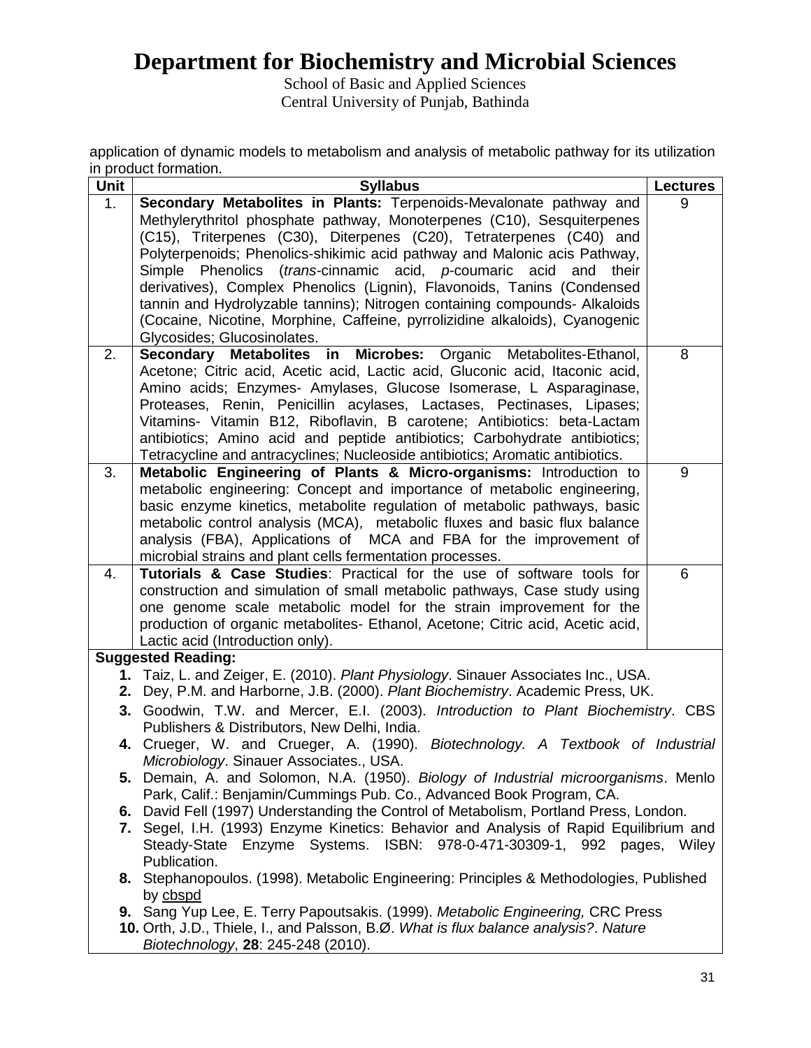application of dynamic models to metabolism and analysis of metabolic pathway for its utilization in product formation.

| Unit | Syllabus | Lectures |
|---|---|---|
| 1. | **Secondary Metabolites in Plants:** Terpenoids-Mevalonate pathway and Methylerythritol phosphate pathway, Monoterpenes (C10), Sesquiterpenes (C15), Triterpenes (C30), Diterpenes (C20), Tetraterpenes (C40) and Polyterpenoids; Phenolics-shikimic acid pathway and Malonic acis Pathway, Simple Phenolics (*trans*-cinnamic acid, *p*-coumaric acid and their derivatives), Complex Phenolics (Lignin), Flavonoids, Tanins (Condensed tannin and Hydrolyzable tannins); Nitrogen containing compounds- Alkaloids (Cocaine, Nicotine, Morphine, Caffeine, pyrrolizidine alkaloids), Cyanogenic Glycosides; Glucosinolates. | 9 |
| 2. | **Secondary Metabolites in Microbes:** Organic Metabolites-Ethanol, Acetone; Citric acid, Acetic acid, Lactic acid, Gluconic acid, Itaconic acid, Amino acids; Enzymes- Amylases, Glucose Isomerase, L Asparaginase, Proteases, Renin, Penicillin acylases, Lactases, Pectinases, Lipases; Vitamins- Vitamin B12, Riboflavin, B carotene; Antibiotics: beta-Lactam antibiotics; Amino acid and peptide antibiotics; Carbohydrate antibiotics; Tetracycline and antracyclines; Nucleoside antibiotics; Aromatic antibiotics. | 8 |
| 3. | **Metabolic Engineering of Plants & Micro-organisms:** Introduction to metabolic engineering: Concept and importance of metabolic engineering, basic enzyme kinetics, metabolite regulation of metabolic pathways, basic metabolic control analysis (MCA), metabolic fluxes and basic flux balance analysis (FBA), Applications of MCA and FBA for the improvement of microbial strains and plant cells fermentation processes. | 9 |
| 4. | **Tutorials & Case Studies**: Practical for the use of software tools for construction and simulation of small metabolic pathways, Case study using one genome scale metabolic model for the strain improvement for the production of organic metabolites- Ethanol, Acetone; Citric acid, Acetic acid, Lactic acid (Introduction only). | 6 |

**Suggested Reading:**

1. Taiz, L. and Zeiger, E. (2010). *Plant Physiology*. Sinauer Associates Inc., USA.
2. Dey, P.M. and Harborne, J.B. (2000). *Plant Biochemistry*. Academic Press, UK.
3. Goodwin, T.W. and Mercer, E.I. (2003). *Introduction to Plant Biochemistry*. CBS Publishers & Distributors, New Delhi, India.
4. Crueger, W. and Crueger, A. (1990). *Biotechnology. A Textbook of Industrial Microbiology*. Sinauer Associates., USA.
5. Demain, A. and Solomon, N.A. (1950). *Biology of Industrial microorganisms*. Menlo Park, Calif.: Benjamin/Cummings Pub. Co., Advanced Book Program, CA.
6. David Fell (1997) Understanding the Control of Metabolism, Portland Press, London.
7. Segel, I.H. (1993) Enzyme Kinetics: Behavior and Analysis of Rapid Equilibrium and Steady-State Enzyme Systems. ISBN: 978-0-471-30309-1, 992 pages, Wiley Publication.
8. Stephanopoulos. (1998). Metabolic Engineering: Principles & Methodologies, Published by cbspd
9. Sang Yup Lee, E. Terry Papoutsakis. (1999). *Metabolic Engineering,* CRC Press
10. Orth, J.D., Thiele, I., and Palsson, B.Ø. *What is flux balance analysis?*. *Nature Biotechnology*, **28**: 245-248 (2010).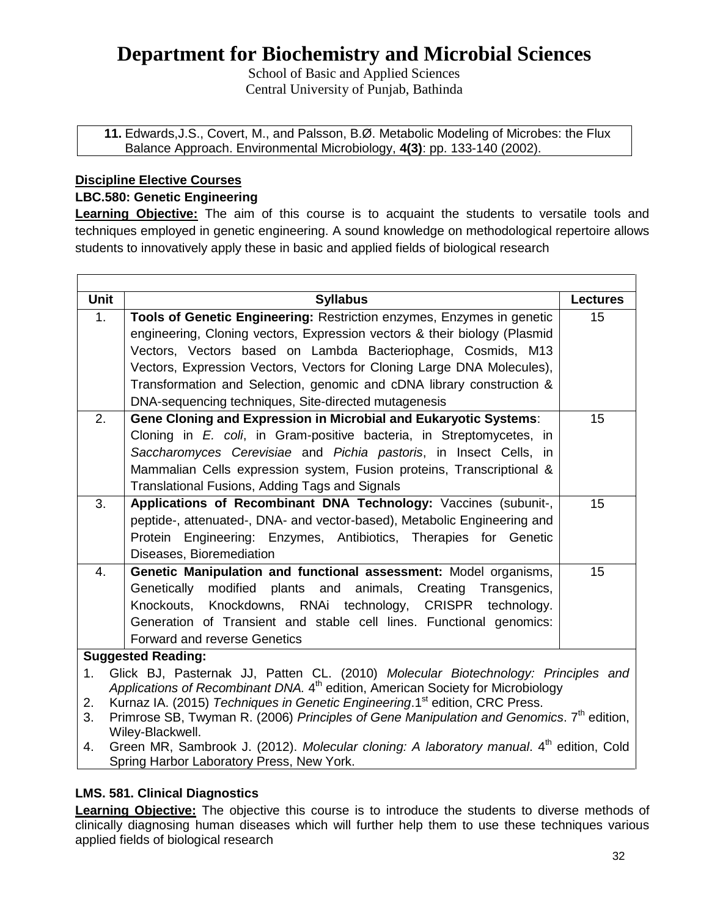# Department for Biochemistry and Microbial Sciences

School of Basic and Applied Sciences
Central University of Punjab, Bathinda

**11.** Edwards,J.S., Covert, M., and Palsson, B.Ø. Metabolic Modeling of Microbes: the Flux Balance Approach. Environmental Microbiology, **4(3)**: pp. 133-140 (2002).

**Discipline Elective Courses**

**LBC.580: Genetic Engineering**

**Learning Objective:** The aim of this course is to acquaint the students to versatile tools and techniques employed in genetic engineering. A sound knowledge on methodological repertoire allows students to innovatively apply these in basic and applied fields of biological research

| Unit | Syllabus | Lectures |
|---|---|---|
| 1. | **Tools of Genetic Engineering:** Restriction enzymes, Enzymes in genetic engineering, Cloning vectors, Expression vectors & their biology (Plasmid Vectors, Vectors based on Lambda Bacteriophage, Cosmids, M13 Vectors, Expression Vectors, Vectors for Cloning Large DNA Molecules), Transformation and Selection, genomic and cDNA library construction & DNA-sequencing techniques, Site-directed mutagenesis | 15 |
| 2. | **Gene Cloning and Expression in Microbial and Eukaryotic Systems**: Cloning in *E. coli*, in Gram-positive bacteria, in Streptomycetes, in *Saccharomyces Cerevisiae* and *Pichia pastoris*, in Insect Cells, in Mammalian Cells expression system, Fusion proteins, Transcriptional & Translational Fusions, Adding Tags and Signals | 15 |
| 3. | **Applications of Recombinant DNA Technology:** Vaccines (subunit-, peptide-, attenuated-, DNA- and vector-based), Metabolic Engineering and Protein Engineering: Enzymes, Antibiotics, Therapies for Genetic Diseases, Bioremediation | 15 |
| 4. | **Genetic Manipulation and functional assessment:** Model organisms, Genetically modified plants and animals, Creating Transgenics, Knockouts, Knockdowns, RNAi technology, CRISPR technology. Generation of Transient and stable cell lines. Functional genomics: Forward and reverse Genetics | 15 |

**Suggested Reading:**

1. Glick BJ, Pasternak JJ, Patten CL. (2010) *Molecular Biotechnology: Principles and Applications of Recombinant DNA.* 4th edition, American Society for Microbiology
2. Kurnaz IA. (2015) *Techniques in Genetic Engineering*.1st edition, CRC Press.
3. Primrose SB, Twyman R. (2006) *Principles of Gene Manipulation and Genomics*. 7th edition, Wiley-Blackwell.
4. Green MR, Sambrook J. (2012). *Molecular cloning: A laboratory manual*. 4th edition, Cold Spring Harbor Laboratory Press, New York.

**LMS. 581. Clinical Diagnostics**

**Learning Objective:** The objective this course is to introduce the students to diverse methods of clinically diagnosing human diseases which will further help them to use these techniques various applied fields of biological research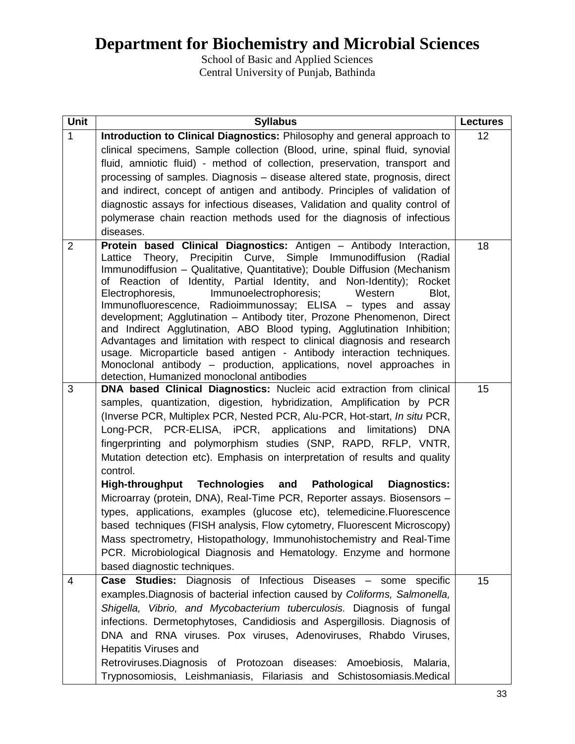# Department for Biochemistry and Microbial Sciences

School of Basic and Applied Sciences
Central University of Punjab, Bathinda

| Unit | Syllabus | Lectures |
|---|---|---|
| 1 | **Introduction to Clinical Diagnostics:** Philosophy and general approach to clinical specimens, Sample collection (Blood, urine, spinal fluid, synovial fluid, amniotic fluid) - method of collection, preservation, transport and processing of samples. Diagnosis – disease altered state, prognosis, direct and indirect, concept of antigen and antibody. Principles of validation of diagnostic assays for infectious diseases, Validation and quality control of polymerase chain reaction methods used for the diagnosis of infectious diseases. | 12 |
| 2 | **Protein based Clinical Diagnostics:** Antigen – Antibody Interaction, Lattice Theory, Precipitin Curve, Simple Immunodiffusion (Radial Immunodiffusion – Qualitative, Quantitative); Double Diffusion (Mechanism of Reaction of Identity, Partial Identity, and Non-Identity); Rocket Electrophoresis, Immunoelectrophoresis; Western Blot, Immunofluorescence, Radioimmunossay; ELISA – types and assay development; Agglutination – Antibody titer, Prozone Phenomenon, Direct and Indirect Agglutination, ABO Blood typing, Agglutination Inhibition; Advantages and limitation with respect to clinical diagnosis and research usage. Microparticle based antigen - Antibody interaction techniques. Monoclonal antibody – production, applications, novel approaches in detection, Humanized monoclonal antibodies | 18 |
| 3 | **DNA based Clinical Diagnostics:** Nucleic acid extraction from clinical samples, quantization, digestion, hybridization, Amplification by PCR (Inverse PCR, Multiplex PCR, Nested PCR, Alu-PCR, Hot-start, *In situ* PCR, Long-PCR, PCR-ELISA, iPCR, applications and limitations) DNA fingerprinting and polymorphism studies (SNP, RAPD, RFLP, VNTR, Mutation detection etc). Emphasis on interpretation of results and quality control.<br>**High-throughput Technologies and Pathological Diagnostics:** Microarray (protein, DNA), Real-Time PCR, Reporter assays. Biosensors – types, applications, examples (glucose etc), telemedicine.Fluorescence based techniques (FISH analysis, Flow cytometry, Fluorescent Microscopy) Mass spectrometry, Histopathology, Immunohistochemistry and Real-Time PCR. Microbiological Diagnosis and Hematology. Enzyme and hormone based diagnostic techniques. | 15 |
| 4 | **Case Studies:** Diagnosis of Infectious Diseases – some specific examples.Diagnosis of bacterial infection caused by *Coliforms, Salmonella, Shigella, Vibrio, and Mycobacterium tuberculosis.* Diagnosis of fungal infections. Dermetophytoses, Candidiosis and Aspergillosis. Diagnosis of DNA and RNA viruses. Pox viruses, Adenoviruses, Rhabdo Viruses, Hepatitis Viruses and<br>Retroviruses.Diagnosis of Protozoan diseases: Amoebiosis, Malaria, Trypnosomiosis, Leishmaniasis, Filariasis and Schistosomiasis.Medical | 15 |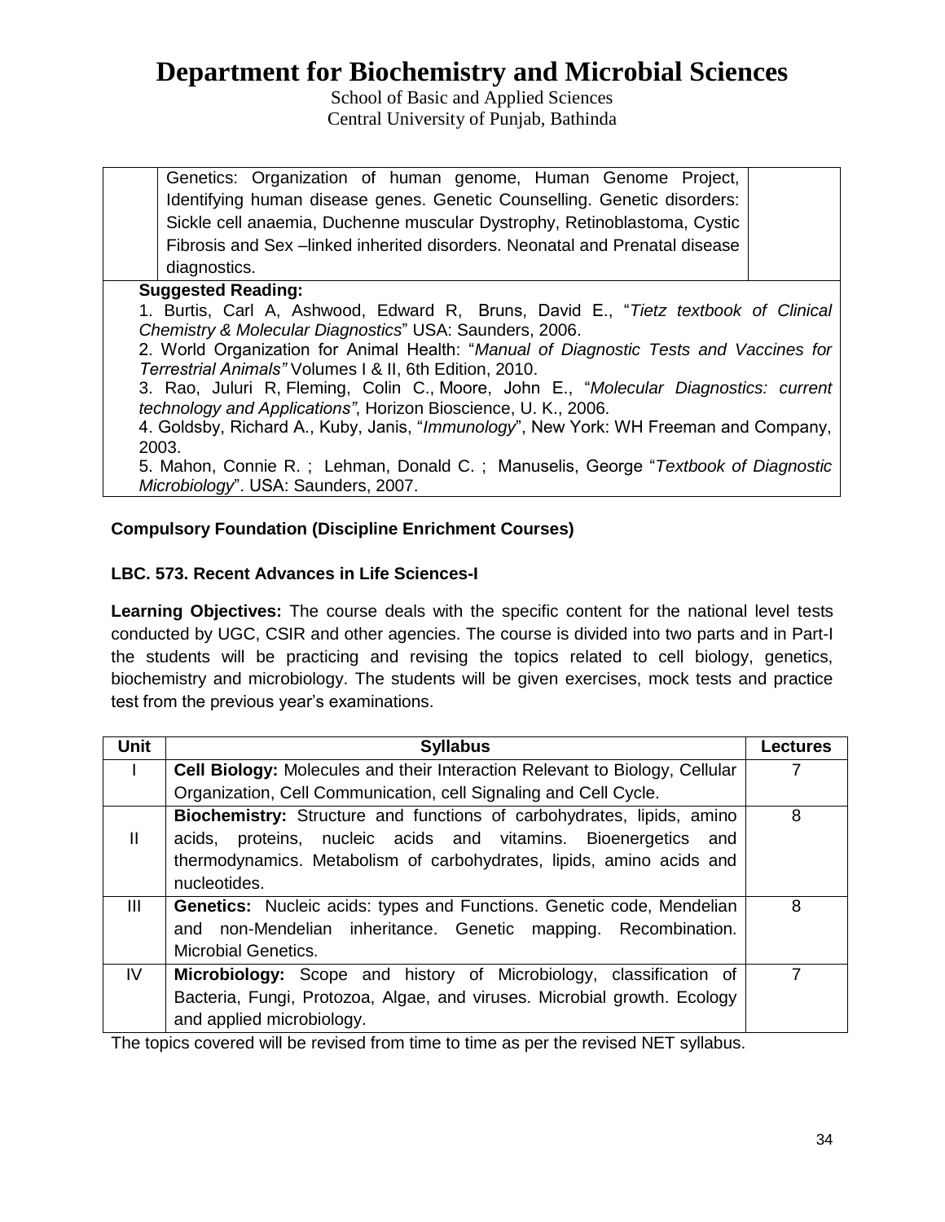# Department for Biochemistry and Microbial Sciences

School of Basic and Applied Sciences
Central University of Punjab, Bathinda

| | | |
|---|---|---|
| | Genetics: Organization of human genome, Human Genome Project, Identifying human disease genes. Genetic Counselling. Genetic disorders: Sickle cell anaemia, Duchenne muscular Dystrophy, Retinoblastoma, Cystic Fibrosis and Sex –linked inherited disorders. Neonatal and Prenatal disease diagnostics. | |

**Suggested Reading:**

1. Burtis, Carl A, Ashwood, Edward R, Bruns, David E., "*Tietz textbook of Clinical Chemistry & Molecular Diagnostics*" USA: Saunders, 2006.
2. World Organization for Animal Health: "*Manual of Diagnostic Tests and Vaccines for Terrestrial Animals"* Volumes I & II, 6th Edition, 2010.
3. Rao, Juluri R, Fleming, Colin C., Moore, John E., "*Molecular Diagnostics: current technology and Applications"*, Horizon Bioscience, U. K., 2006.
4. Goldsby, Richard A., Kuby, Janis, "*Immunology*", New York: WH Freeman and Company, 2003.
5. Mahon, Connie R. ; Lehman, Donald C. ; Manuselis, George "*Textbook of Diagnostic Microbiology*". USA: Saunders, 2007.

**Compulsory Foundation (Discipline Enrichment Courses)**

**LBC. 573. Recent Advances in Life Sciences-I**

**Learning Objectives:** The course deals with the specific content for the national level tests conducted by UGC, CSIR and other agencies. The course is divided into two parts and in Part-I the students will be practicing and revising the topics related to cell biology, genetics, biochemistry and microbiology. The students will be given exercises, mock tests and practice test from the previous year's examinations.

| Unit | Syllabus | Lectures |
|---|---|---|
| I | **Cell Biology:** Molecules and their Interaction Relevant to Biology, Cellular Organization, Cell Communication, cell Signaling and Cell Cycle. | 7 |
| II | **Biochemistry:** Structure and functions of carbohydrates, lipids, amino acids, proteins, nucleic acids and vitamins. Bioenergetics and thermodynamics. Metabolism of carbohydrates, lipids, amino acids and nucleotides. | 8 |
| III | **Genetics:** Nucleic acids: types and Functions. Genetic code, Mendelian and non-Mendelian inheritance. Genetic mapping. Recombination. Microbial Genetics. | 8 |
| IV | **Microbiology:** Scope and history of Microbiology, classification of Bacteria, Fungi, Protozoa, Algae, and viruses. Microbial growth. Ecology and applied microbiology. | 7 |

The topics covered will be revised from time to time as per the revised NET syllabus.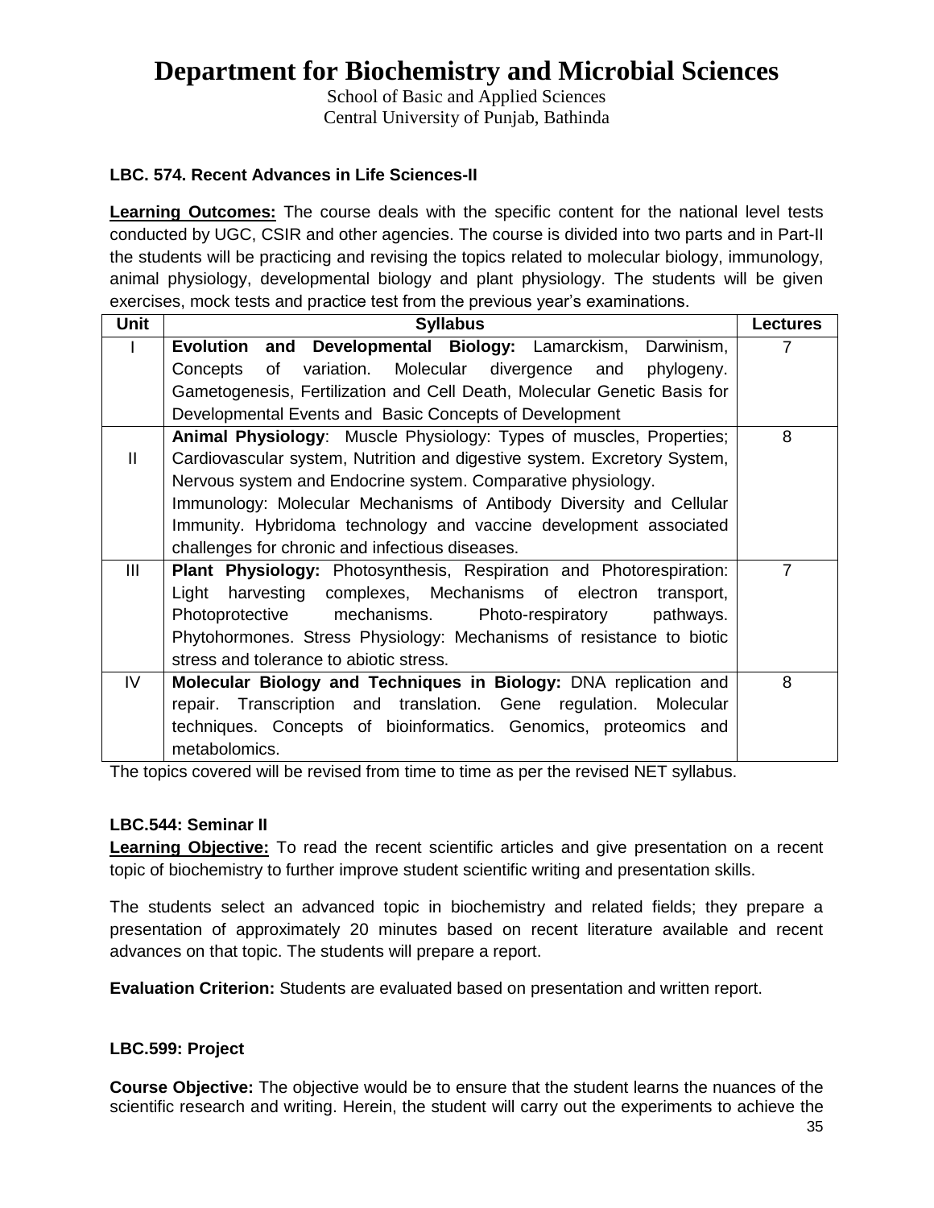# Department for Biochemistry and Microbial Sciences

School of Basic and Applied Sciences
Central University of Punjab, Bathinda

**LBC. 574. Recent Advances in Life Sciences-II**

**Learning Outcomes:** The course deals with the specific content for the national level tests conducted by UGC, CSIR and other agencies. The course is divided into two parts and in Part-II the students will be practicing and revising the topics related to molecular biology, immunology, animal physiology, developmental biology and plant physiology. The students will be given exercises, mock tests and practice test from the previous year's examinations.

| Unit | Syllabus | Lectures |
|---|---|---|
| I | **Evolution and Developmental Biology:** Lamarckism, Darwinism, Concepts of variation. Molecular divergence and phylogeny. Gametogenesis, Fertilization and Cell Death, Molecular Genetic Basis for Developmental Events and Basic Concepts of Development | 7 |
| II | **Animal Physiology**: Muscle Physiology: Types of muscles, Properties; Cardiovascular system, Nutrition and digestive system. Excretory System, Nervous system and Endocrine system. Comparative physiology. Immunology: Molecular Mechanisms of Antibody Diversity and Cellular Immunity. Hybridoma technology and vaccine development associated challenges for chronic and infectious diseases. | 8 |
| III | **Plant Physiology:** Photosynthesis, Respiration and Photorespiration: Light harvesting complexes, Mechanisms of electron transport, Photoprotective mechanisms. Photo-respiratory pathways. Phytohormones. Stress Physiology: Mechanisms of resistance to biotic stress and tolerance to abiotic stress. | 7 |
| IV | **Molecular Biology and Techniques in Biology:** DNA replication and repair. Transcription and translation. Gene regulation. Molecular techniques. Concepts of bioinformatics. Genomics, proteomics and metabolomics. | 8 |

The topics covered will be revised from time to time as per the revised NET syllabus.

**LBC.544: Seminar II**

**Learning Objective:** To read the recent scientific articles and give presentation on a recent topic of biochemistry to further improve student scientific writing and presentation skills.

The students select an advanced topic in biochemistry and related fields; they prepare a presentation of approximately 20 minutes based on recent literature available and recent advances on that topic. The students will prepare a report.

**Evaluation Criterion:** Students are evaluated based on presentation and written report.

**LBC.599: Project**

**Course Objective:** The objective would be to ensure that the student learns the nuances of the scientific research and writing. Herein, the student will carry out the experiments to achieve the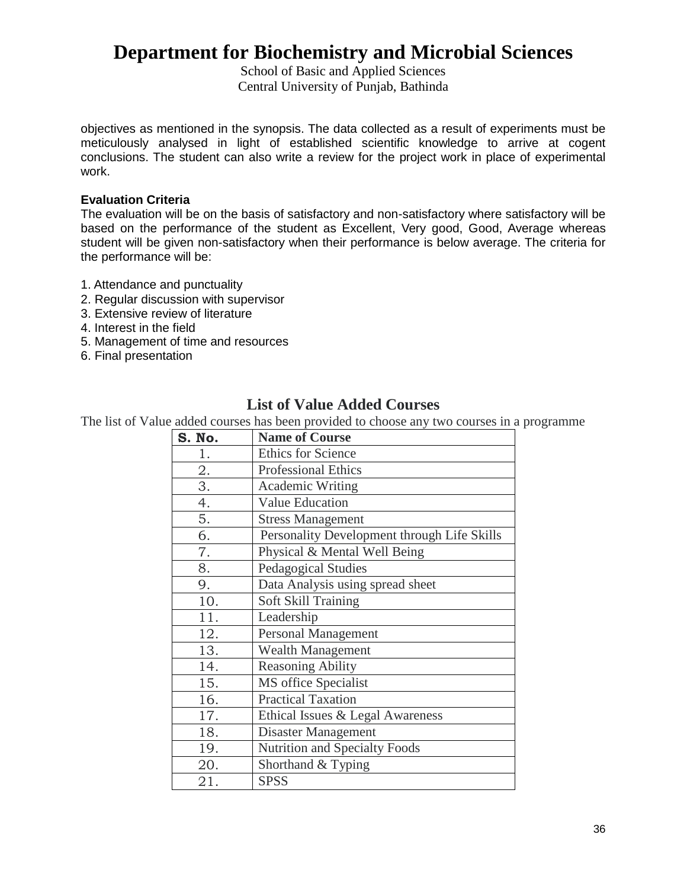objectives as mentioned in the synopsis. The data collected as a result of experiments must be meticulously analysed in light of established scientific knowledge to arrive at cogent conclusions. The student can also write a review for the project work in place of experimental work.

**Evaluation Criteria**

The evaluation will be on the basis of satisfactory and non-satisfactory where satisfactory will be based on the performance of the student as Excellent, Very good, Good, Average whereas student will be given non-satisfactory when their performance is below average. The criteria for the performance will be:

1. Attendance and punctuality
2. Regular discussion with supervisor
3. Extensive review of literature
4. Interest in the field
5. Management of time and resources
6. Final presentation

## List of Value Added Courses

The list of Value added courses has been provided to choose any two courses in a programme

| S. No. | Name of Course |
|---|---|
| 1. | Ethics for Science |
| 2. | Professional Ethics |
| 3. | Academic Writing |
| 4. | Value Education |
| 5. | Stress Management |
| 6. | Personality Development through Life Skills |
| 7. | Physical & Mental Well Being |
| 8. | Pedagogical Studies |
| 9. | Data Analysis using spread sheet |
| 10. | Soft Skill Training |
| 11. | Leadership |
| 12. | Personal Management |
| 13. | Wealth Management |
| 14. | Reasoning Ability |
| 15. | MS office Specialist |
| 16. | Practical Taxation |
| 17. | Ethical Issues & Legal Awareness |
| 18. | Disaster Management |
| 19. | Nutrition and Specialty Foods |
| 20. | Shorthand & Typing |
| 21. | SPSS |